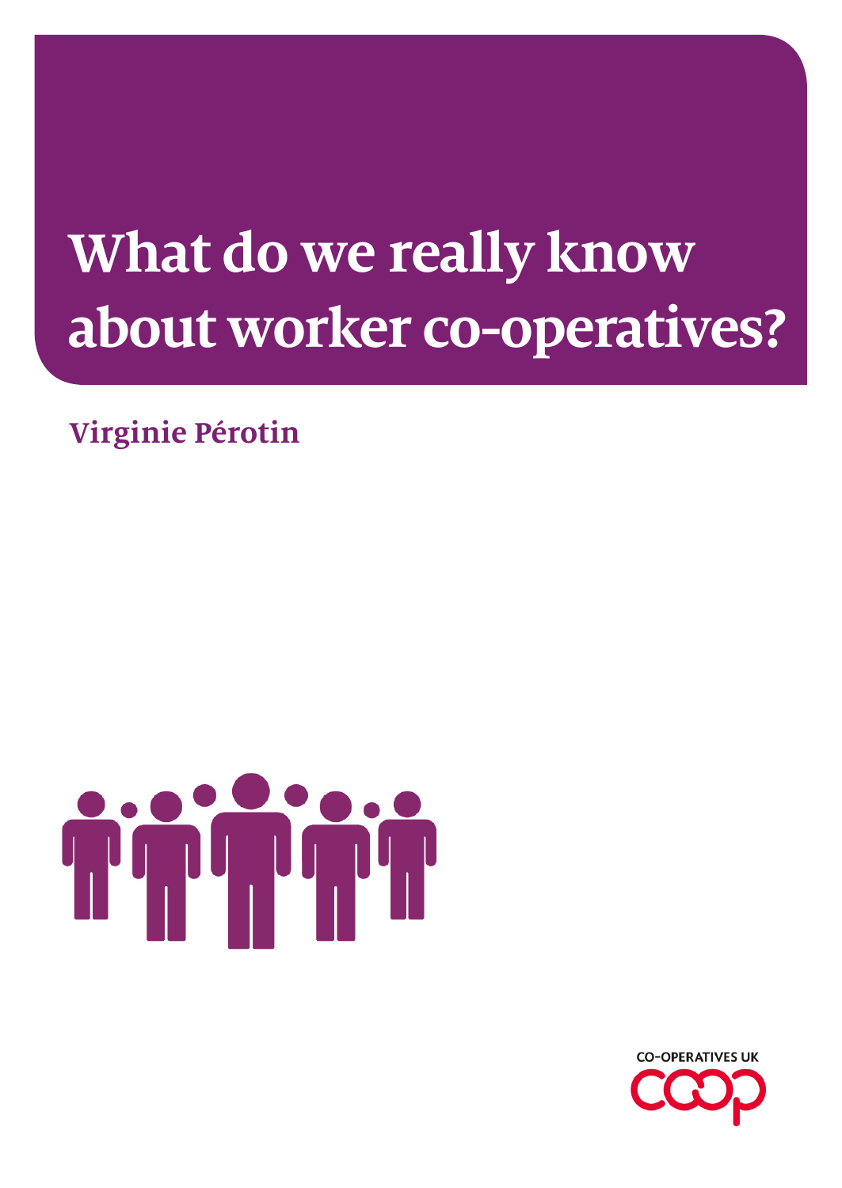# What do we really know about worker co-operatives?

**Virginie Pérotin**

CO-OPERATIVES UK

coop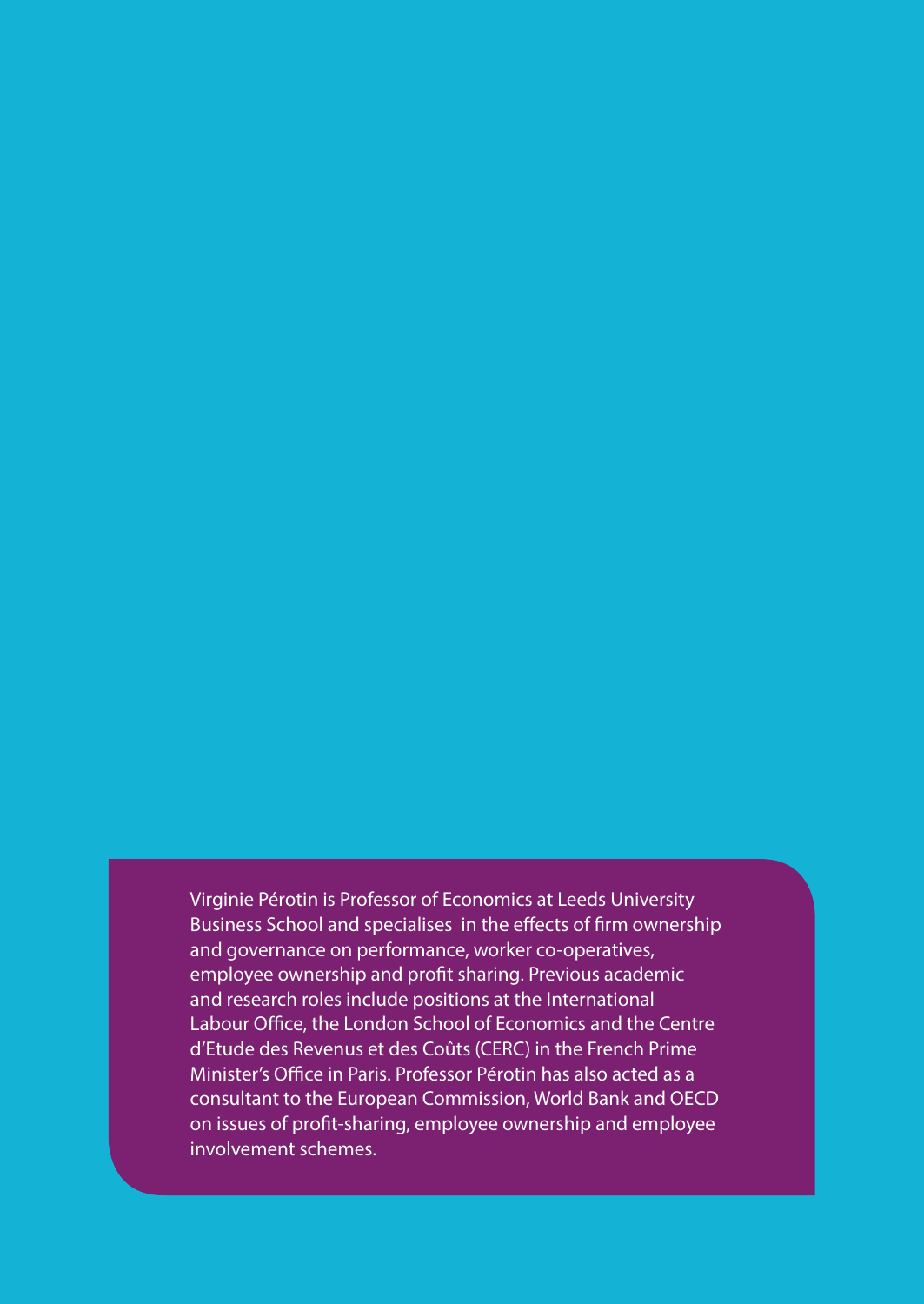Virginie Pérotin is Professor of Economics at Leeds University Business School and specialises in the effects of firm ownership and governance on performance, worker co-operatives, employee ownership and profit sharing. Previous academic and research roles include positions at the International Labour Office, the London School of Economics and the Centre d'Etude des Revenus et des Coûts (CERC) in the French Prime Minister's Office in Paris. Professor Pérotin has also acted as a consultant to the European Commission, World Bank and OECD on issues of profit-sharing, employee ownership and employee involvement schemes.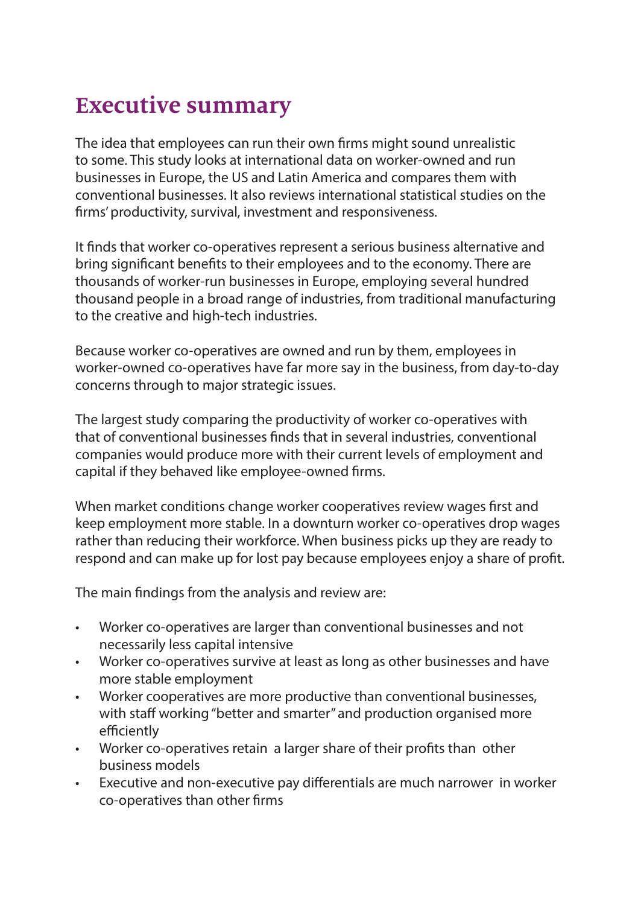# Executive summary

The idea that employees can run their own firms might sound unrealistic to some. This study looks at international data on worker-owned and run businesses in Europe, the US and Latin America and compares them with conventional businesses. It also reviews international statistical studies on the firms' productivity, survival, investment and responsiveness.

It finds that worker co-operatives represent a serious business alternative and bring significant benefits to their employees and to the economy. There are thousands of worker-run businesses in Europe, employing several hundred thousand people in a broad range of industries, from traditional manufacturing to the creative and high-tech industries.

Because worker co-operatives are owned and run by them, employees in worker-owned co-operatives have far more say in the business, from day-to-day concerns through to major strategic issues.

The largest study comparing the productivity of worker co-operatives with that of conventional businesses finds that in several industries, conventional companies would produce more with their current levels of employment and capital if they behaved like employee-owned firms.

When market conditions change worker cooperatives review wages first and keep employment more stable. In a downturn worker co-operatives drop wages rather than reducing their workforce. When business picks up they are ready to respond and can make up for lost pay because employees enjoy a share of profit.

The main findings from the analysis and review are:

- Worker co-operatives are larger than conventional businesses and not necessarily less capital intensive
- Worker co-operatives survive at least as long as other businesses and have more stable employment
- Worker cooperatives are more productive than conventional businesses, with staff working "better and smarter" and production organised more efficiently
- Worker co-operatives retain a larger share of their profits than other business models
- Executive and non-executive pay differentials are much narrower in worker co-operatives than other firms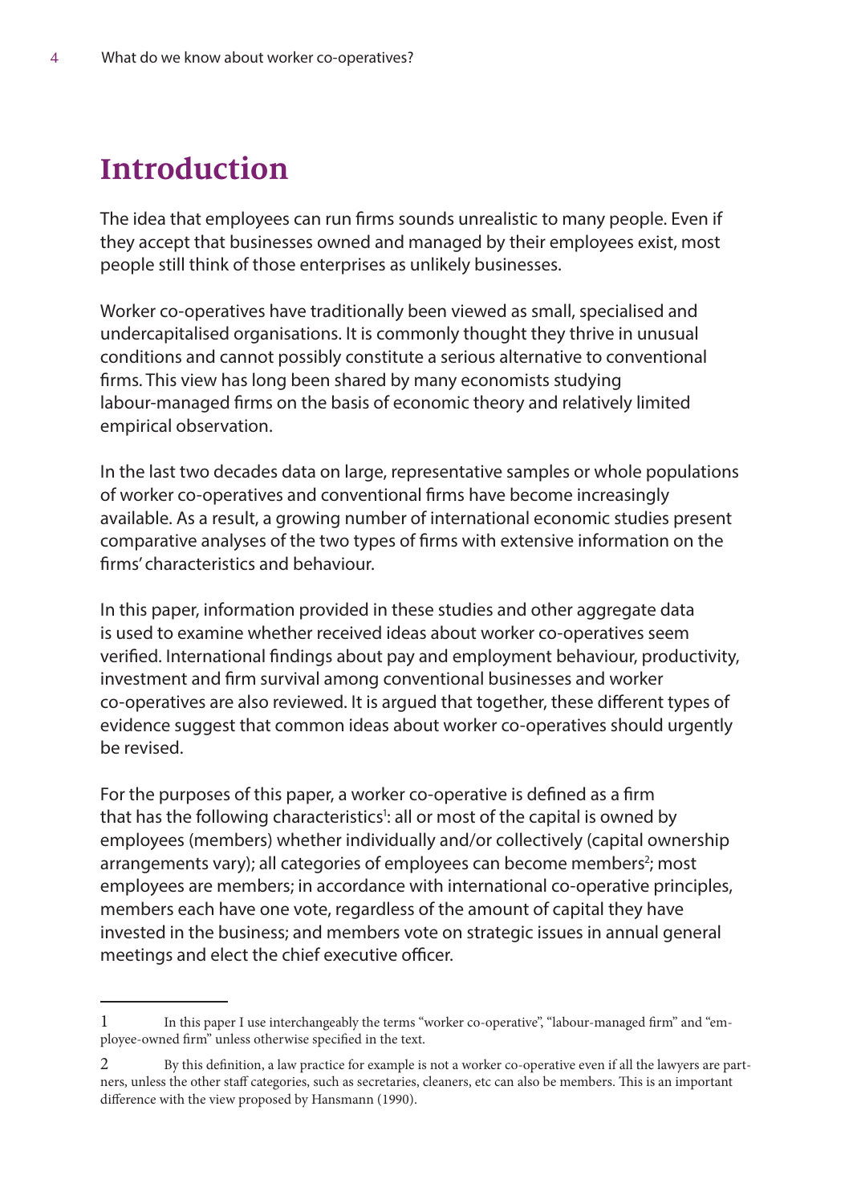# Introduction

The idea that employees can run firms sounds unrealistic to many people. Even if they accept that businesses owned and managed by their employees exist, most people still think of those enterprises as unlikely businesses.

Worker co-operatives have traditionally been viewed as small, specialised and undercapitalised organisations. It is commonly thought they thrive in unusual conditions and cannot possibly constitute a serious alternative to conventional firms. This view has long been shared by many economists studying labour-managed firms on the basis of economic theory and relatively limited empirical observation.

In the last two decades data on large, representative samples or whole populations of worker co-operatives and conventional firms have become increasingly available. As a result, a growing number of international economic studies present comparative analyses of the two types of firms with extensive information on the firms' characteristics and behaviour.

In this paper, information provided in these studies and other aggregate data is used to examine whether received ideas about worker co-operatives seem verified. International findings about pay and employment behaviour, productivity, investment and firm survival among conventional businesses and worker co-operatives are also reviewed. It is argued that together, these different types of evidence suggest that common ideas about worker co-operatives should urgently be revised.

For the purposes of this paper, a worker co-operative is defined as a firm that has the following characteristics[1]: all or most of the capital is owned by employees (members) whether individually and/or collectively (capital ownership arrangements vary); all categories of employees can become members[2]; most employees are members; in accordance with international co-operative principles, members each have one vote, regardless of the amount of capital they have invested in the business; and members vote on strategic issues in annual general meetings and elect the chief executive officer.

---

1 In this paper I use interchangeably the terms "worker co-operative", "labour-managed firm" and "employee-owned firm" unless otherwise specified in the text.

2 By this definition, a law practice for example is not a worker co-operative even if all the lawyers are partners, unless the other staff categories, such as secretaries, cleaners, etc can also be members. This is an important difference with the view proposed by Hansmann (1990).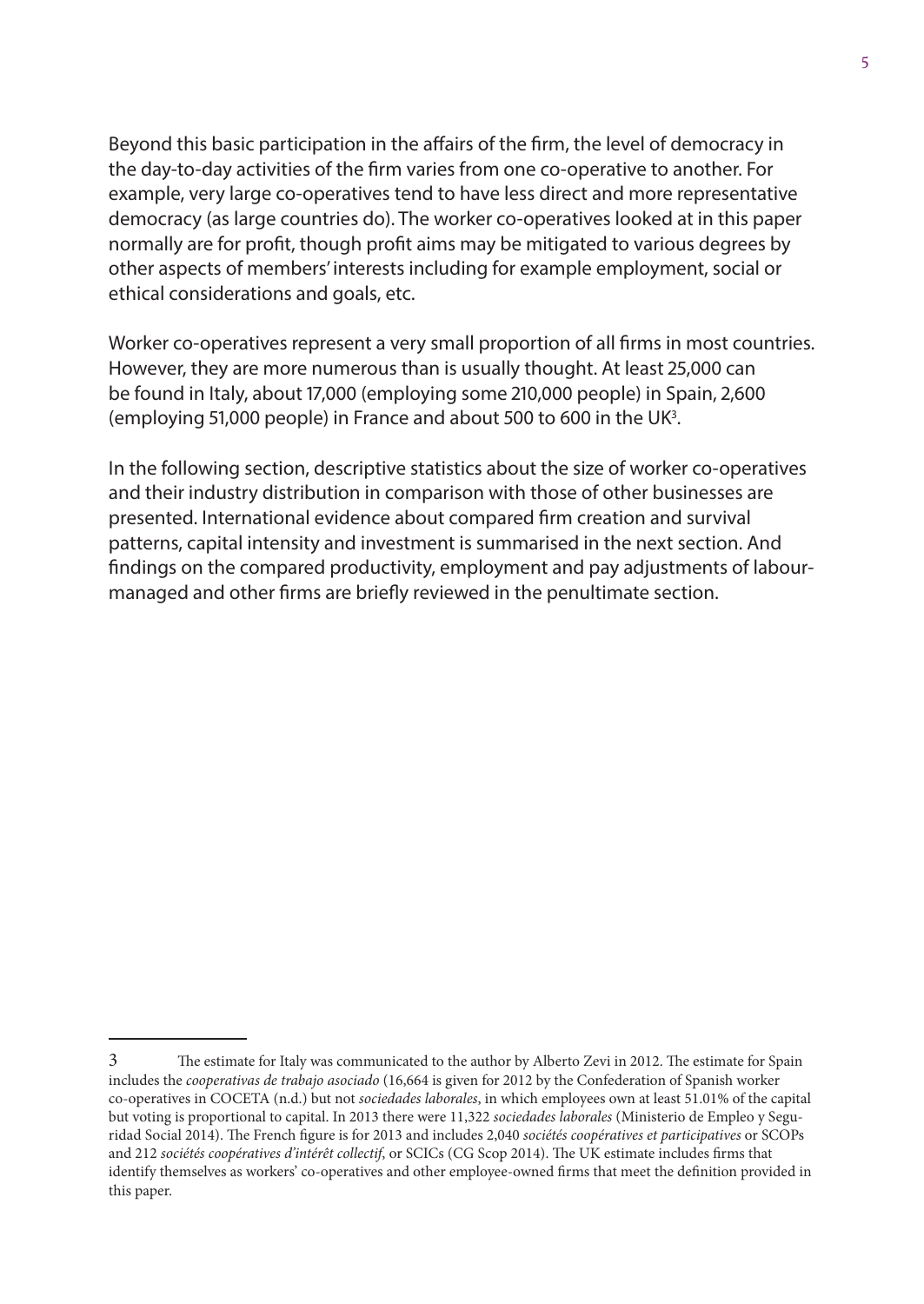Beyond this basic participation in the affairs of the firm, the level of democracy in the day-to-day activities of the firm varies from one co-operative to another. For example, very large co-operatives tend to have less direct and more representative democracy (as large countries do). The worker co-operatives looked at in this paper normally are for profit, though profit aims may be mitigated to various degrees by other aspects of members' interests including for example employment, social or ethical considerations and goals, etc.

Worker co-operatives represent a very small proportion of all firms in most countries. However, they are more numerous than is usually thought. At least 25,000 can be found in Italy, about 17,000 (employing some 210,000 people) in Spain, 2,600 (employing 51,000 people) in France and about 500 to 600 in the UK[3].

In the following section, descriptive statistics about the size of worker co-operatives and their industry distribution in comparison with those of other businesses are presented. International evidence about compared firm creation and survival patterns, capital intensity and investment is summarised in the next section. And findings on the compared productivity, employment and pay adjustments of labour-managed and other firms are briefly reviewed in the penultimate section.

---

3 The estimate for Italy was communicated to the author by Alberto Zevi in 2012. The estimate for Spain includes the *cooperativas de trabajo asociado* (16,664 is given for 2012 by the Confederation of Spanish worker co-operatives in COCETA (n.d.) but not *sociedades laborales*, in which employees own at least 51.01% of the capital but voting is proportional to capital. In 2013 there were 11,322 *sociedades laborales* (Ministerio de Empleo y Seguridad Social 2014). The French figure is for 2013 and includes 2,040 *sociétés coopératives et participatives* or SCOPs and 212 *sociétés coopératives d'intérêt collectif*, or SCICs (CG Scop 2014). The UK estimate includes firms that identify themselves as workers' co-operatives and other employee-owned firms that meet the definition provided in this paper.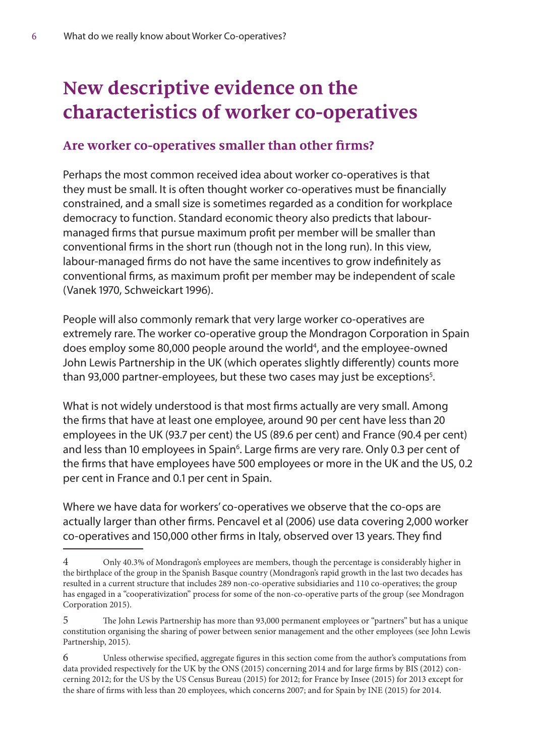# New descriptive evidence on the characteristics of worker co-operatives

## Are worker co-operatives smaller than other firms?

Perhaps the most common received idea about worker co-operatives is that they must be small. It is often thought worker co-operatives must be financially constrained, and a small size is sometimes regarded as a condition for workplace democracy to function. Standard economic theory also predicts that labour-managed firms that pursue maximum profit per member will be smaller than conventional firms in the short run (though not in the long run). In this view, labour-managed firms do not have the same incentives to grow indefinitely as conventional firms, as maximum profit per member may be independent of scale (Vanek 1970, Schweickart 1996).

People will also commonly remark that very large worker co-operatives are extremely rare. The worker co-operative group the Mondragon Corporation in Spain does employ some 80,000 people around the world[4], and the employee-owned John Lewis Partnership in the UK (which operates slightly differently) counts more than 93,000 partner-employees, but these two cases may just be exceptions[5].

What is not widely understood is that most firms actually are very small. Among the firms that have at least one employee, around 90 per cent have less than 20 employees in the UK (93.7 per cent) the US (89.6 per cent) and France (90.4 per cent) and less than 10 employees in Spain[6]. Large firms are very rare. Only 0.3 per cent of the firms that have employees have 500 employees or more in the UK and the US, 0.2 per cent in France and 0.1 per cent in Spain.

Where we have data for workers' co-operatives we observe that the co-ops are actually larger than other firms. Pencavel et al (2006) use data covering 2,000 worker co-operatives and 150,000 other firms in Italy, observed over 13 years. They find

---

4 Only 40.3% of Mondragon's employees are members, though the percentage is considerably higher in the birthplace of the group in the Spanish Basque country (Mondragon's rapid growth in the last two decades has resulted in a current structure that includes 289 non-co-operative subsidiaries and 110 co-operatives; the group has engaged in a "cooperativization" process for some of the non-co-operative parts of the group (see Mondragon Corporation 2015).

5 The John Lewis Partnership has more than 93,000 permanent employees or "partners" but has a unique constitution organising the sharing of power between senior management and the other employees (see John Lewis Partnership, 2015).

6 Unless otherwise specified, aggregate figures in this section come from the author's computations from data provided respectively for the UK by the ONS (2015) concerning 2014 and for large firms by BIS (2012) concerning 2012; for the US by the US Census Bureau (2015) for 2012; for France by Insee (2015) for 2013 except for the share of firms with less than 20 employees, which concerns 2007; and for Spain by INE (2015) for 2014.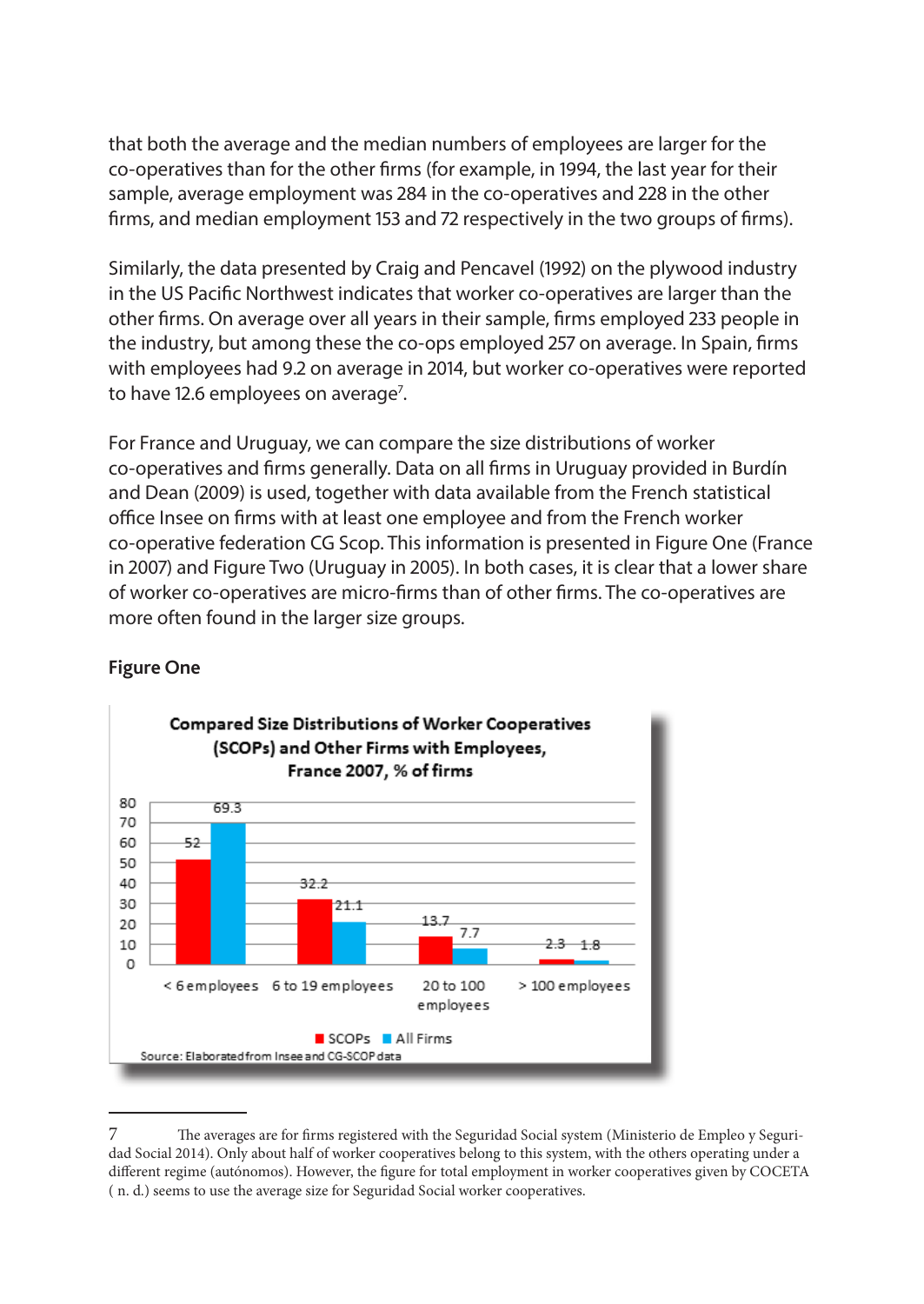that both the average and the median numbers of employees are larger for the co-operatives than for the other firms (for example, in 1994, the last year for their sample, average employment was 284 in the co-operatives and 228 in the other firms, and median employment 153 and 72 respectively in the two groups of firms).

Similarly, the data presented by Craig and Pencavel (1992) on the plywood industry in the US Pacific Northwest indicates that worker co-operatives are larger than the other firms. On average over all years in their sample, firms employed 233 people in the industry, but among these the co-ops employed 257 on average. In Spain, firms with employees had 9.2 on average in 2014, but worker co-operatives were reported to have 12.6 employees on average[7].

For France and Uruguay, we can compare the size distributions of worker co-operatives and firms generally. Data on all firms in Uruguay provided in Burdín and Dean (2009) is used, together with data available from the French statistical office Insee on firms with at least one employee and from the French worker co-operative federation CG Scop. This information is presented in Figure One (France in 2007) and Figure Two (Uruguay in 2005). In both cases, it is clear that a lower share of worker co-operatives are micro-firms than of other firms. The co-operatives are more often found in the larger size groups.

**Figure One**

**Compared Size Distributions of Worker Cooperatives (SCOPs) and Other Firms with Employees, France 2007, % of firms**

| | SCOPs | All Firms |
|---|---|---|
| < 6 employees | 52 | 69.3 |
| 6 to 19 employees | 32.2 | 21.1 |
| 20 to 100 employees | 13.7 | 7.7 |
| > 100 employees | 2.3 | 1.8 |

Source: Elaborated from Insee and CG-SCOP data

---

7 The averages are for firms registered with the Seguridad Social system (Ministerio de Empleo y Seguridad Social 2014). Only about half of worker cooperatives belong to this system, with the others operating under a different regime (autónomos). However, the figure for total employment in worker cooperatives given by COCETA ( n. d.) seems to use the average size for Seguridad Social worker cooperatives.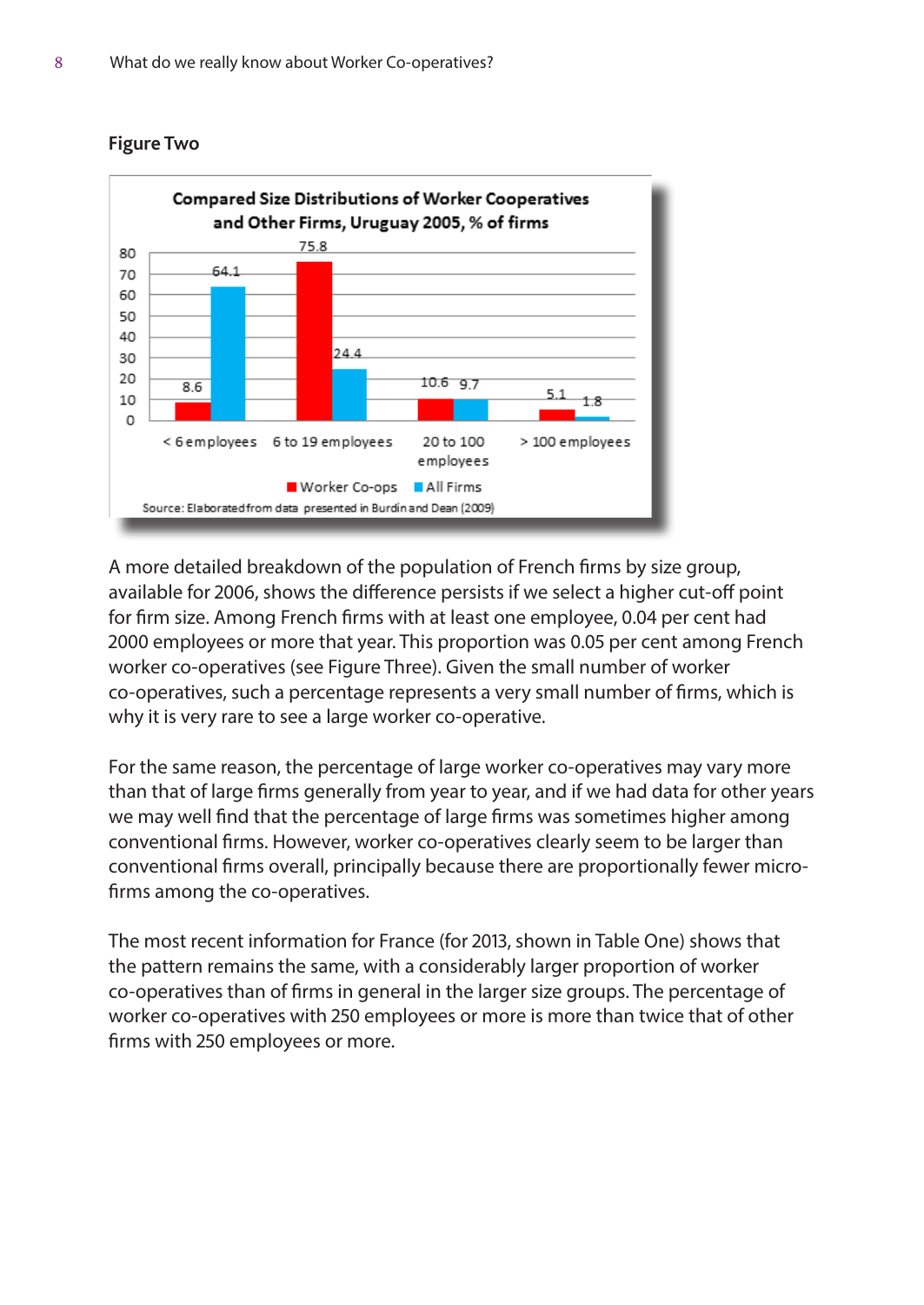**Figure Two**

Compared Size Distributions of Worker Cooperatives and Other Firms, Uruguay 2005, % of firms

| | < 6 employees | 6 to 19 employees | 20 to 100 employees | > 100 employees |
|---|---|---|---|---|
| Worker Co-ops | 8.6 | 75.8 | 10.6 | 5.1 |
| All Firms | 64.1 | 24.4 | 9.7 | 1.8 |

Source: Elaborated from data presented in Burdin and Dean (2009)

A more detailed breakdown of the population of French firms by size group, available for 2006, shows the difference persists if we select a higher cut-off point for firm size. Among French firms with at least one employee, 0.04 per cent had 2000 employees or more that year. This proportion was 0.05 per cent among French worker co-operatives (see Figure Three). Given the small number of worker co-operatives, such a percentage represents a very small number of firms, which is why it is very rare to see a large worker co-operative.

For the same reason, the percentage of large worker co-operatives may vary more than that of large firms generally from year to year, and if we had data for other years we may well find that the percentage of large firms was sometimes higher among conventional firms. However, worker co-operatives clearly seem to be larger than conventional firms overall, principally because there are proportionally fewer micro-firms among the co-operatives.

The most recent information for France (for 2013, shown in Table One) shows that the pattern remains the same, with a considerably larger proportion of worker co-operatives than of firms in general in the larger size groups. The percentage of worker co-operatives with 250 employees or more is more than twice that of other firms with 250 employees or more.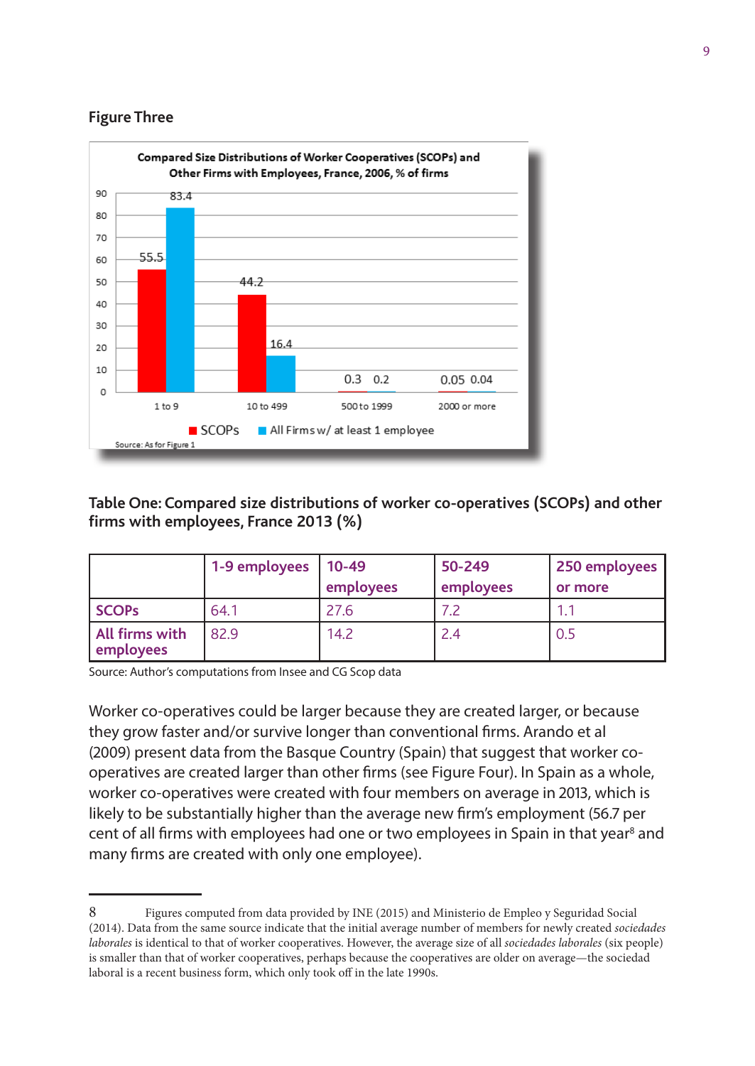**Figure Three**

Compared Size Distributions of Worker Cooperatives (SCOPs) and Other Firms with Employees, France, 2006, % of firms

| | 1 to 9 | 10 to 499 | 500 to 1999 | 2000 or more |
|---|---|---|---|---|
| SCOPs | 55.5 | 44.2 | 0.3 | 0.05 |
| All Firms w/ at least 1 employee | 83.4 | 16.4 | 0.2 | 0.04 |

Source: As for Figure 1

**Table One: Compared size distributions of worker co-operatives (SCOPs) and other firms with employees, France 2013 (%)**

| | 1-9 employees | 10-49 employees | 50-249 employees | 250 employees or more |
|---|---|---|---|---|
| SCOPs | 64.1 | 27.6 | 7.2 | 1.1 |
| All firms with employees | 82.9 | 14.2 | 2.4 | 0.5 |

Source: Author's computations from Insee and CG Scop data

Worker co-operatives could be larger because they are created larger, or because they grow faster and/or survive longer than conventional firms. Arando et al (2009) present data from the Basque Country (Spain) that suggest that worker co-operatives are created larger than other firms (see Figure Four). In Spain as a whole, worker co-operatives were created with four members on average in 2013, which is likely to be substantially higher than the average new firm's employment (56.7 per cent of all firms with employees had one or two employees in Spain in that year[8] and many firms are created with only one employee).

---

8 Figures computed from data provided by INE (2015) and Ministerio de Empleo y Seguridad Social (2014). Data from the same source indicate that the initial average number of members for newly created *sociedades laborales* is identical to that of worker cooperatives. However, the average size of all *sociedades laborales* (six people) is smaller than that of worker cooperatives, perhaps because the cooperatives are older on average—the sociedad laboral is a recent business form, which only took off in the late 1990s.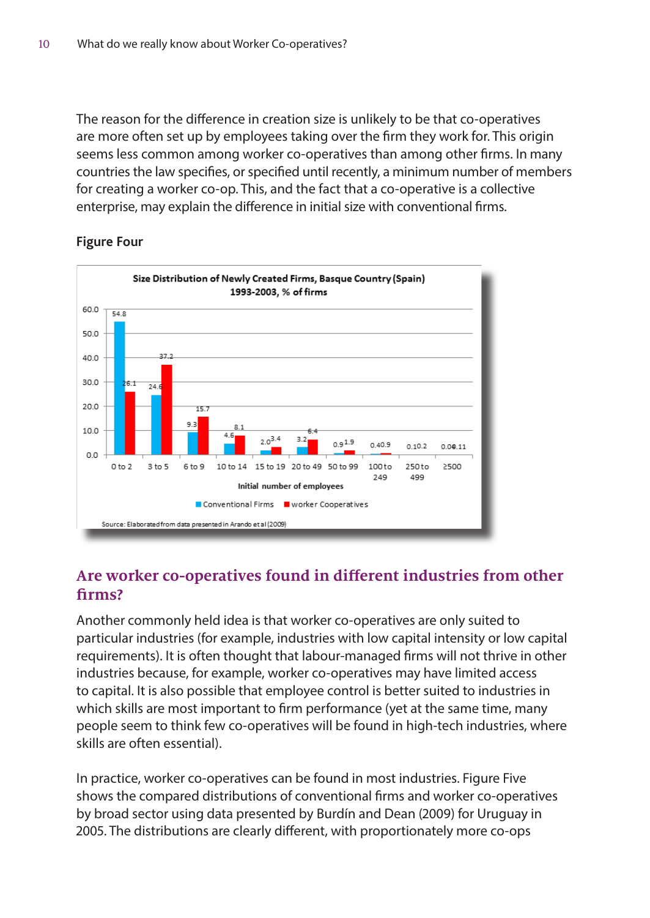The reason for the difference in creation size is unlikely to be that co-operatives are more often set up by employees taking over the firm they work for. This origin seems less common among worker co-operatives than among other firms. In many countries the law specifies, or specified until recently, a minimum number of members for creating a worker co-op. This, and the fact that a co-operative is a collective enterprise, may explain the difference in initial size with conventional firms.

**Figure Four**

**Size Distribution of Newly Created Firms, Basque Country (Spain) 1993-2003, % of firms**

| Initial number of employees | Conventional Firms | worker Cooperatives |
|---|---|---|
| 0 to 2 | 54.8 | 26.1 |
| 3 to 5 | 24.6 | 37.2 |
| 6 to 9 | 9.3 | 15.7 |
| 10 to 14 | 4.6 | 8.1 |
| 15 to 19 | 2.0 | 3.4 |
| 20 to 49 | 3.2 | 6.4 |
| 50 to 99 | 0.9 | 1.9 |
| 100 to 249 | 0.4 | 0.9 |
| 250 to 499 | 0.1 | 0.2 |
| ≥500 | 0.0 | 0.11 |

Source: Elaborated from data presented in Arando et al (2009)

## Are worker co-operatives found in different industries from other firms?

Another commonly held idea is that worker co-operatives are only suited to particular industries (for example, industries with low capital intensity or low capital requirements). It is often thought that labour-managed firms will not thrive in other industries because, for example, worker co-operatives may have limited access to capital. It is also possible that employee control is better suited to industries in which skills are most important to firm performance (yet at the same time, many people seem to think few co-operatives will be found in high-tech industries, where skills are often essential).

In practice, worker co-operatives can be found in most industries. Figure Five shows the compared distributions of conventional firms and worker co-operatives by broad sector using data presented by Burdín and Dean (2009) for Uruguay in 2005. The distributions are clearly different, with proportionately more co-ops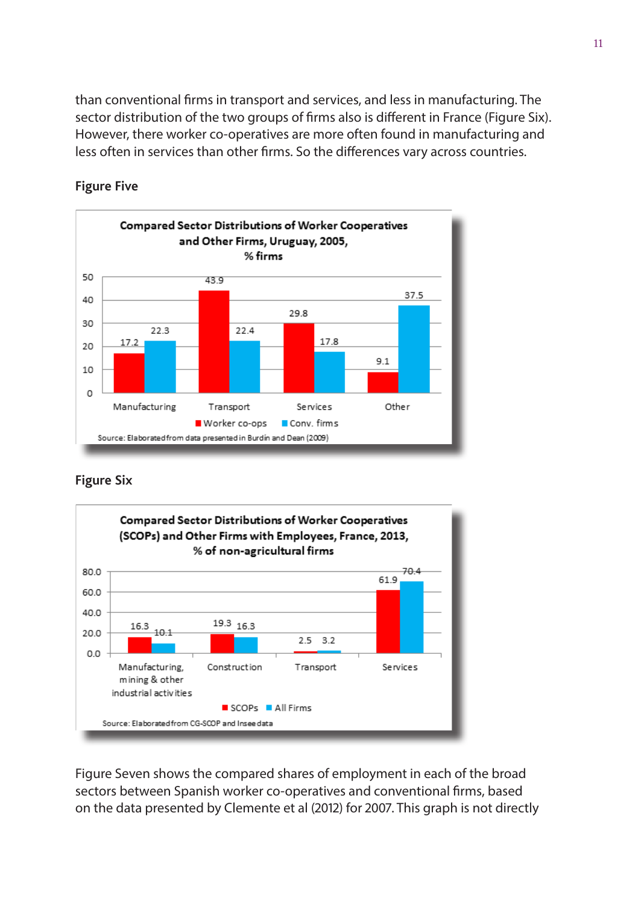than conventional firms in transport and services, and less in manufacturing. The sector distribution of the two groups of firms also is different in France (Figure Six). However, there worker co-operatives are more often found in manufacturing and less often in services than other firms. So the differences vary across countries.

**Figure Five**

**Compared Sector Distributions of Worker Cooperatives and Other Firms, Uruguay, 2005, % firms**

| | Manufacturing | Transport | Services | Other |
|---|---|---|---|---|
| Worker co-ops | 17.2 | 43.9 | 29.8 | 9.1 |
| Conv. firms | 22.3 | 22.4 | 17.8 | 37.5 |

Source: Elaborated from data presented in Burdín and Dean (2009)

**Figure Six**

**Compared Sector Distributions of Worker Cooperatives (SCOPs) and Other Firms with Employees, France, 2013, % of non-agricultural firms**

| | Manufacturing, mining & other industrial activities | Construction | Transport | Services |
|---|---|---|---|---|
| SCOPs | 16.3 | 19.3 | 2.5 | 61.9 |
| All Firms | 10.1 | 16.3 | 3.2 | 70.4 |

Source: Elaborated from CG-SCOP and Insee data

Figure Seven shows the compared shares of employment in each of the broad sectors between Spanish worker co-operatives and conventional firms, based on the data presented by Clemente et al (2012) for 2007. This graph is not directly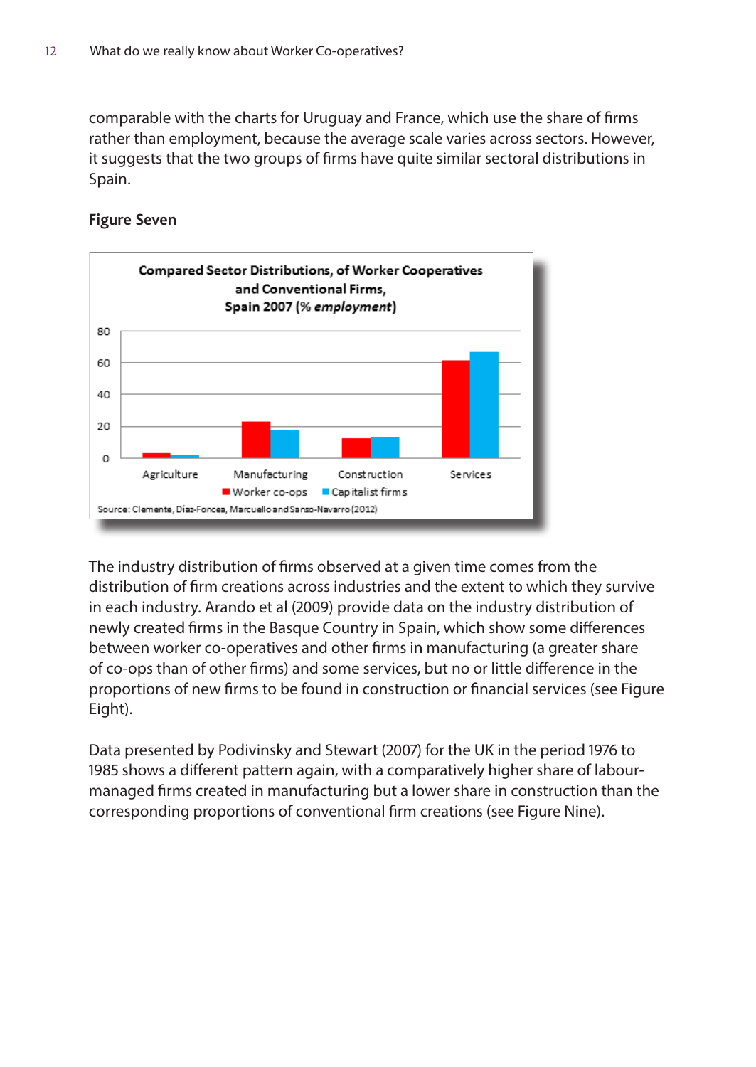comparable with the charts for Uruguay and France, which use the share of firms rather than employment, because the average scale varies across sectors. However, it suggests that the two groups of firms have quite similar sectoral distributions in Spain.

**Figure Seven**

**Compared Sector Distributions, of Worker Cooperatives and Conventional Firms, Spain 2007 (% *employment*)**

Source: Clemente, Díaz-Foncea, Marcuello and Sanso-Navarro (2012)

The industry distribution of firms observed at a given time comes from the distribution of firm creations across industries and the extent to which they survive in each industry. Arando et al (2009) provide data on the industry distribution of newly created firms in the Basque Country in Spain, which show some differences between worker co-operatives and other firms in manufacturing (a greater share of co-ops than of other firms) and some services, but no or little difference in the proportions of new firms to be found in construction or financial services (see Figure Eight).

Data presented by Podivinsky and Stewart (2007) for the UK in the period 1976 to 1985 shows a different pattern again, with a comparatively higher share of labour-managed firms created in manufacturing but a lower share in construction than the corresponding proportions of conventional firm creations (see Figure Nine).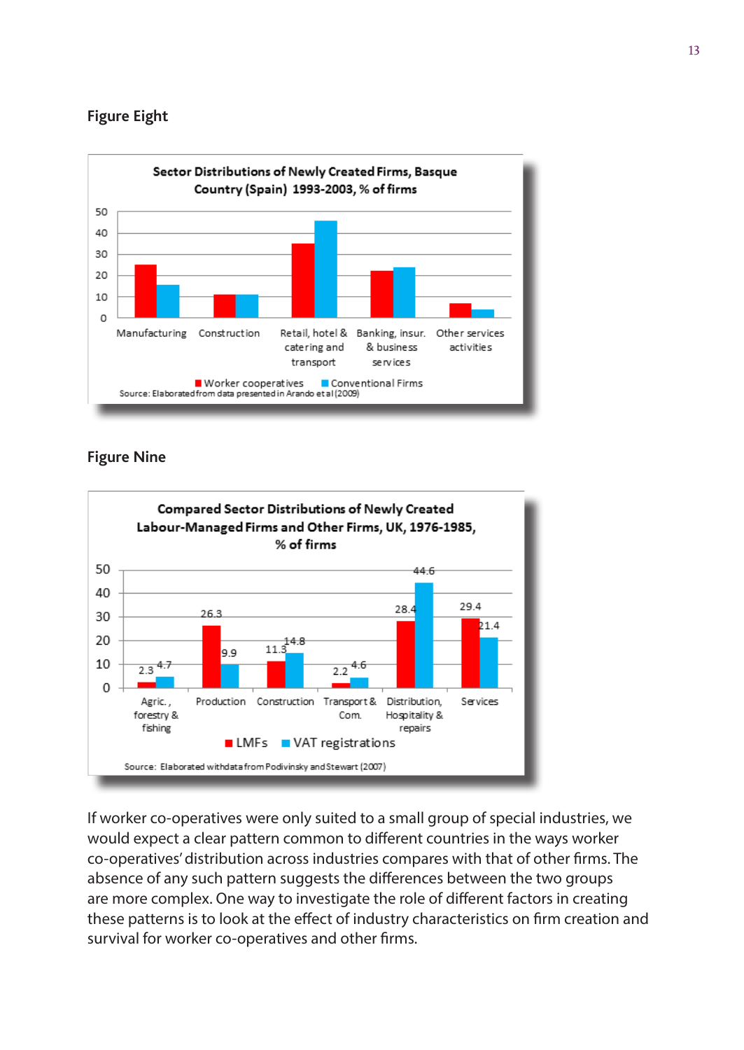### Figure Eight

**Sector Distributions of Newly Created Firms, Basque Country (Spain) 1993-2003, % of firms**

Source: Elaborated from data presented in Arando et al (2009)

### Figure Nine

**Compared Sector Distributions of Newly Created Labour-Managed Firms and Other Firms, UK, 1976-1985, % of firms**

| | LMFs | VAT registrations |
|---|---|---|
| Agric., forestry & fishing | 2.3 | 4.7 |
| Production | 26.3 | 9.9 |
| Construction | 11.3 | 14.8 |
| Transport & Com. | 2.2 | 4.6 |
| Distribution, Hospitality & repairs | 28.4 | 44.6 |
| Services | 29.4 | 21.4 |

Source: Elaborated with data from Podivinsky and Stewart (2007)

If worker co-operatives were only suited to a small group of special industries, we would expect a clear pattern common to different countries in the ways worker co-operatives' distribution across industries compares with that of other firms. The absence of any such pattern suggests the differences between the two groups are more complex. One way to investigate the role of different factors in creating these patterns is to look at the effect of industry characteristics on firm creation and survival for worker co-operatives and other firms.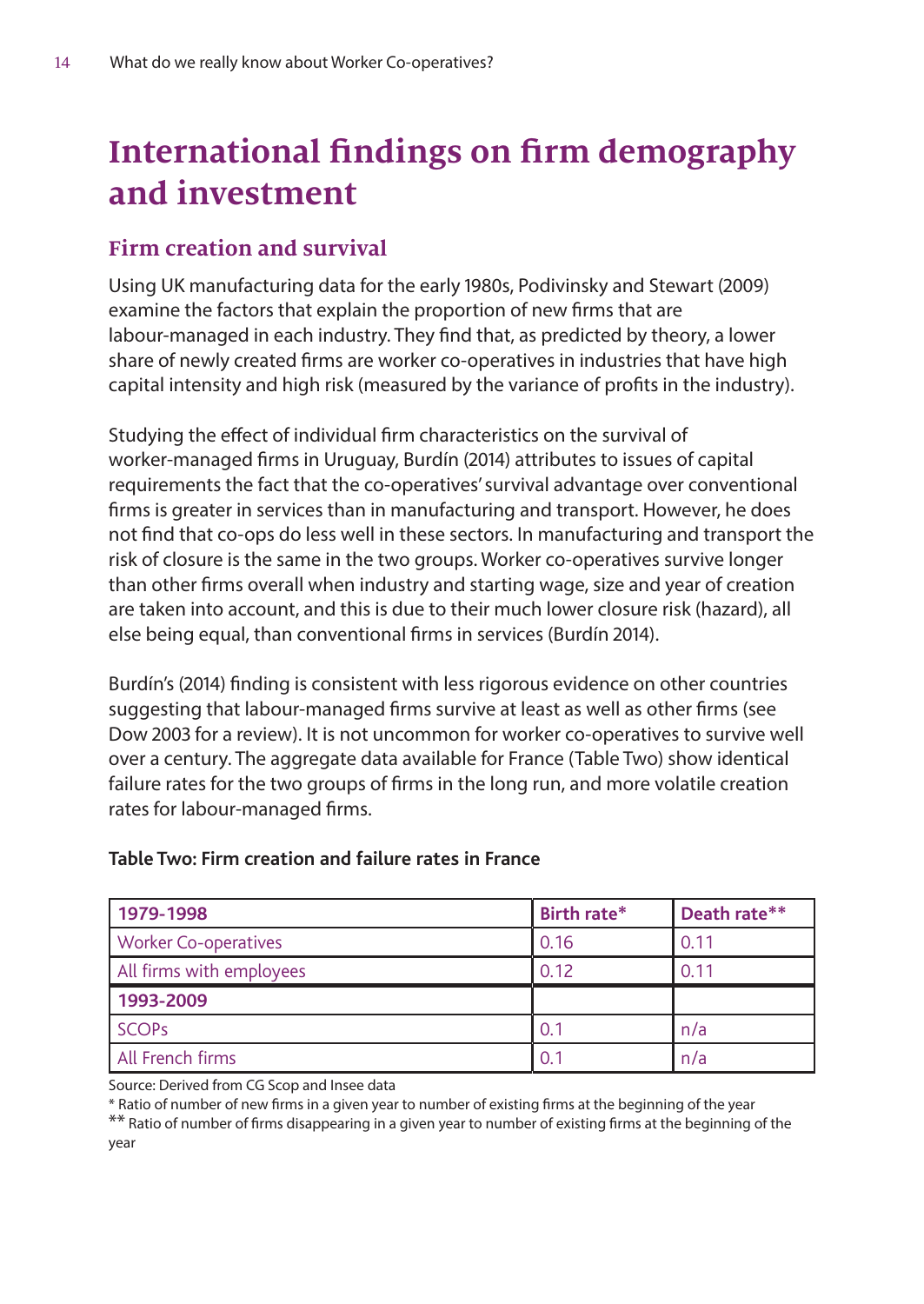# International findings on firm demography and investment

## Firm creation and survival

Using UK manufacturing data for the early 1980s, Podivinsky and Stewart (2009) examine the factors that explain the proportion of new firms that are labour-managed in each industry. They find that, as predicted by theory, a lower share of newly created firms are worker co-operatives in industries that have high capital intensity and high risk (measured by the variance of profits in the industry).

Studying the effect of individual firm characteristics on the survival of worker-managed firms in Uruguay, Burdín (2014) attributes to issues of capital requirements the fact that the co-operatives' survival advantage over conventional firms is greater in services than in manufacturing and transport. However, he does not find that co-ops do less well in these sectors. In manufacturing and transport the risk of closure is the same in the two groups. Worker co-operatives survive longer than other firms overall when industry and starting wage, size and year of creation are taken into account, and this is due to their much lower closure risk (hazard), all else being equal, than conventional firms in services (Burdín 2014).

Burdín's (2014) finding is consistent with less rigorous evidence on other countries suggesting that labour-managed firms survive at least as well as other firms (see Dow 2003 for a review). It is not uncommon for worker co-operatives to survive well over a century. The aggregate data available for France (Table Two) show identical failure rates for the two groups of firms in the long run, and more volatile creation rates for labour-managed firms.

**Table Two: Firm creation and failure rates in France**

| 1979-1998 | Birth rate* | Death rate** |
|---|---|---|
| Worker Co-operatives | 0.16 | 0.11 |
| All firms with employees | 0.12 | 0.11 |
| **1993-2009** | | |
| SCOPs | 0.1 | n/a |
| All French firms | 0.1 | n/a |

Source: Derived from CG Scop and Insee data

* Ratio of number of new firms in a given year to number of existing firms at the beginning of the year

** Ratio of number of firms disappearing in a given year to number of existing firms at the beginning of the year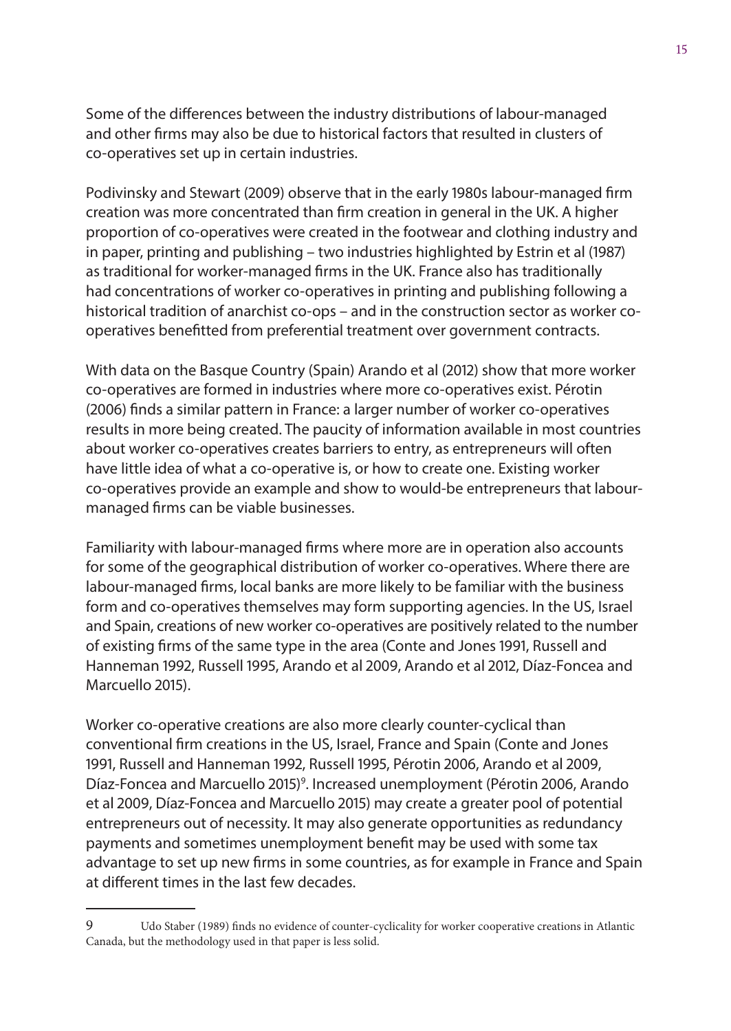Some of the differences between the industry distributions of labour-managed and other firms may also be due to historical factors that resulted in clusters of co-operatives set up in certain industries.

Podivinsky and Stewart (2009) observe that in the early 1980s labour-managed firm creation was more concentrated than firm creation in general in the UK. A higher proportion of co-operatives were created in the footwear and clothing industry and in paper, printing and publishing – two industries highlighted by Estrin et al (1987) as traditional for worker-managed firms in the UK. France also has traditionally had concentrations of worker co-operatives in printing and publishing following a historical tradition of anarchist co-ops – and in the construction sector as worker co-operatives benefitted from preferential treatment over government contracts.

With data on the Basque Country (Spain) Arando et al (2012) show that more worker co-operatives are formed in industries where more co-operatives exist. Pérotin (2006) finds a similar pattern in France: a larger number of worker co-operatives results in more being created. The paucity of information available in most countries about worker co-operatives creates barriers to entry, as entrepreneurs will often have little idea of what a co-operative is, or how to create one. Existing worker co-operatives provide an example and show to would-be entrepreneurs that labour-managed firms can be viable businesses.

Familiarity with labour-managed firms where more are in operation also accounts for some of the geographical distribution of worker co-operatives. Where there are labour-managed firms, local banks are more likely to be familiar with the business form and co-operatives themselves may form supporting agencies. In the US, Israel and Spain, creations of new worker co-operatives are positively related to the number of existing firms of the same type in the area (Conte and Jones 1991, Russell and Hanneman 1992, Russell 1995, Arando et al 2009, Arando et al 2012, Díaz-Foncea and Marcuello 2015).

Worker co-operative creations are also more clearly counter-cyclical than conventional firm creations in the US, Israel, France and Spain (Conte and Jones 1991, Russell and Hanneman 1992, Russell 1995, Pérotin 2006, Arando et al 2009, Díaz-Foncea and Marcuello 2015)[9]. Increased unemployment (Pérotin 2006, Arando et al 2009, Díaz-Foncea and Marcuello 2015) may create a greater pool of potential entrepreneurs out of necessity. It may also generate opportunities as redundancy payments and sometimes unemployment benefit may be used with some tax advantage to set up new firms in some countries, as for example in France and Spain at different times in the last few decades.

---

9 Udo Staber (1989) finds no evidence of counter-cyclicality for worker cooperative creations in Atlantic Canada, but the methodology used in that paper is less solid.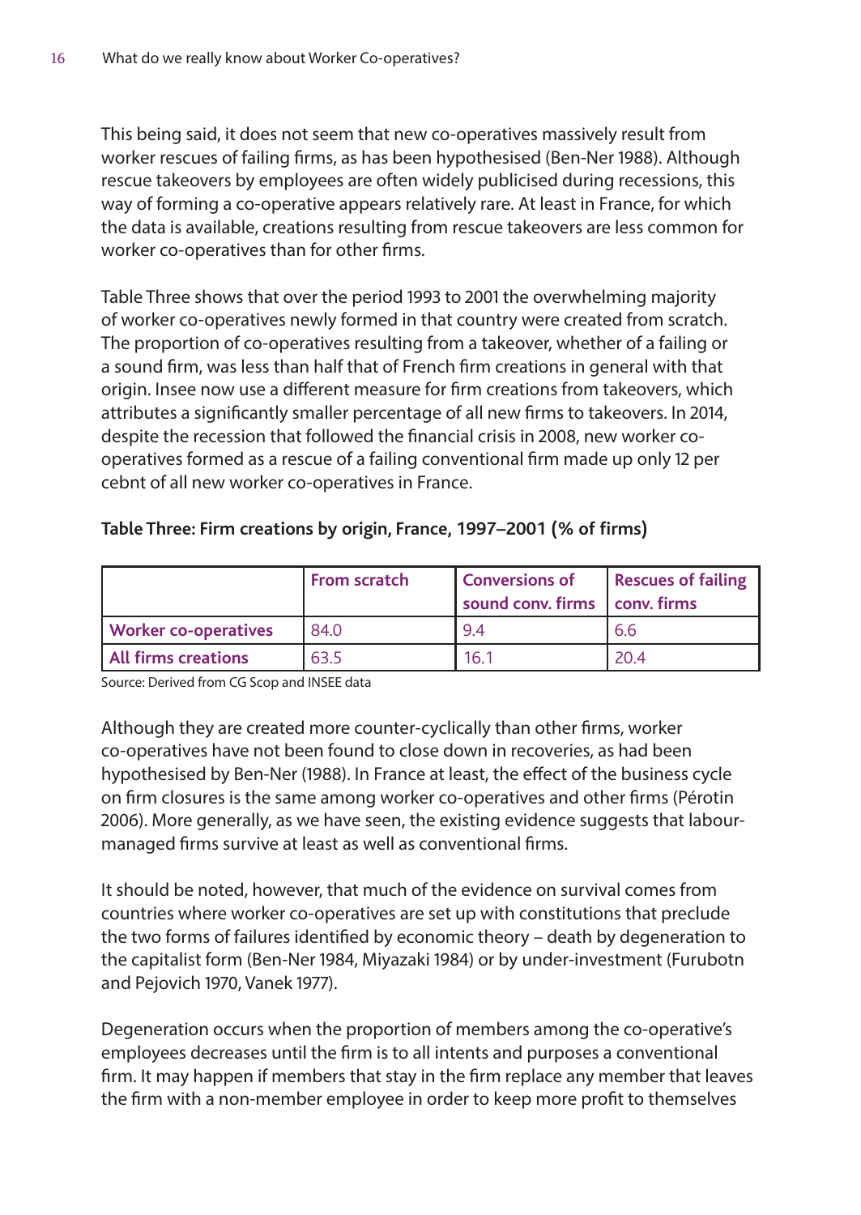This being said, it does not seem that new co-operatives massively result from worker rescues of failing firms, as has been hypothesised (Ben-Ner 1988). Although rescue takeovers by employees are often widely publicised during recessions, this way of forming a co-operative appears relatively rare. At least in France, for which the data is available, creations resulting from rescue takeovers are less common for worker co-operatives than for other firms.

Table Three shows that over the period 1993 to 2001 the overwhelming majority of worker co-operatives newly formed in that country were created from scratch. The proportion of co-operatives resulting from a takeover, whether of a failing or a sound firm, was less than half that of French firm creations in general with that origin. Insee now use a different measure for firm creations from takeovers, which attributes a significantly smaller percentage of all new firms to takeovers. In 2014, despite the recession that followed the financial crisis in 2008, new worker co-operatives formed as a rescue of a failing conventional firm made up only 12 per cebnt of all new worker co-operatives in France.

**Table Three: Firm creations by origin, France, 1997–2001 (% of firms)**

| | From scratch | Conversions of sound conv. firms | Rescues of failing conv. firms |
|---|---|---|---|
| **Worker co-operatives** | 84.0 | 9.4 | 6.6 |
| **All firms creations** | 63.5 | 16.1 | 20.4 |

Source: Derived from CG Scop and INSEE data

Although they are created more counter-cyclically than other firms, worker co-operatives have not been found to close down in recoveries, as had been hypothesised by Ben-Ner (1988). In France at least, the effect of the business cycle on firm closures is the same among worker co-operatives and other firms (Pérotin 2006). More generally, as we have seen, the existing evidence suggests that labour-managed firms survive at least as well as conventional firms.

It should be noted, however, that much of the evidence on survival comes from countries where worker co-operatives are set up with constitutions that preclude the two forms of failures identified by economic theory – death by degeneration to the capitalist form (Ben-Ner 1984, Miyazaki 1984) or by under-investment (Furubotn and Pejovich 1970, Vanek 1977).

Degeneration occurs when the proportion of members among the co-operative's employees decreases until the firm is to all intents and purposes a conventional firm. It may happen if members that stay in the firm replace any member that leaves the firm with a non-member employee in order to keep more profit to themselves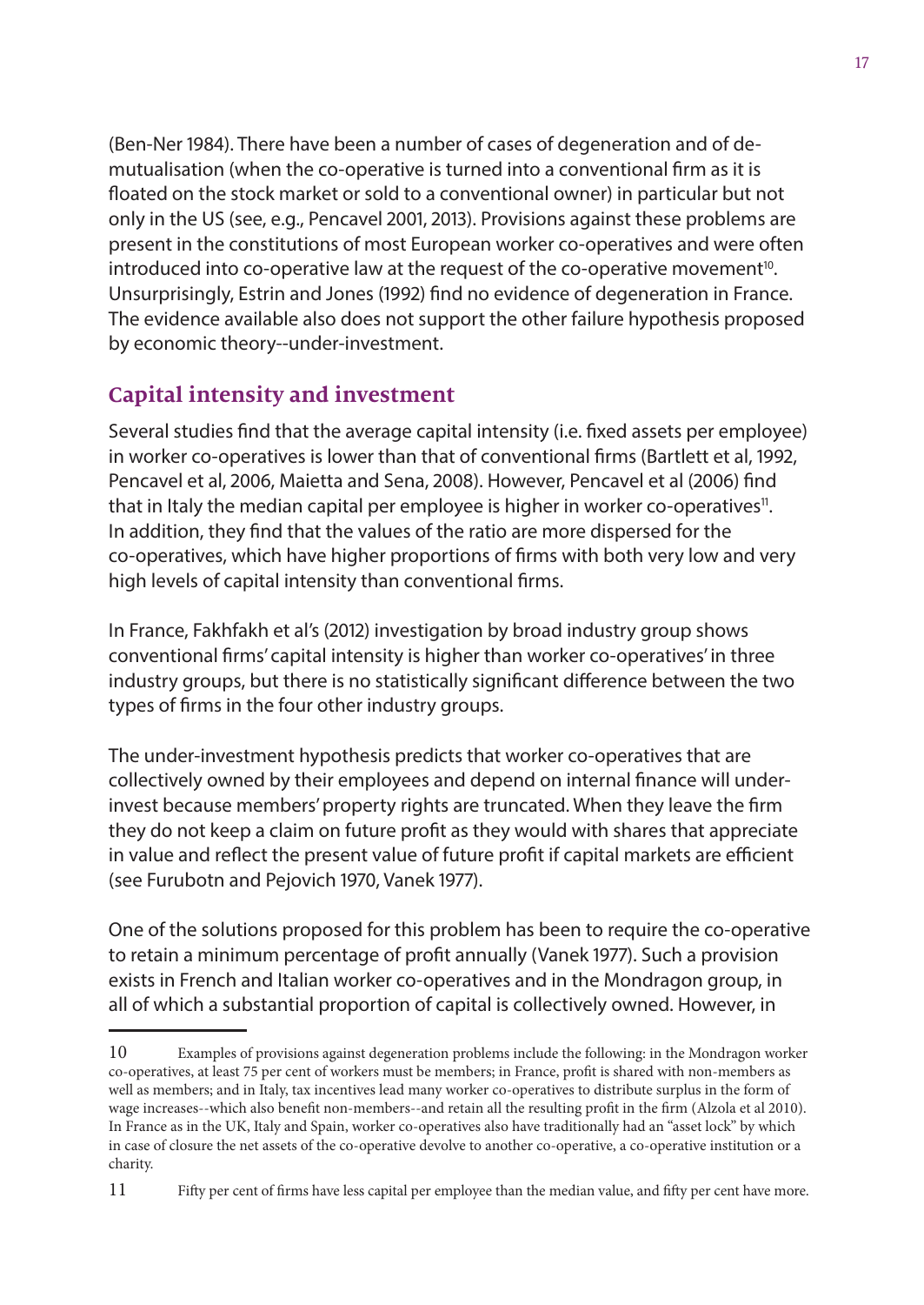(Ben-Ner 1984). There have been a number of cases of degeneration and of de-mutualisation (when the co-operative is turned into a conventional firm as it is floated on the stock market or sold to a conventional owner) in particular but not only in the US (see, e.g., Pencavel 2001, 2013). Provisions against these problems are present in the constitutions of most European worker co-operatives and were often introduced into co-operative law at the request of the co-operative movement[10]. Unsurprisingly, Estrin and Jones (1992) find no evidence of degeneration in France. The evidence available also does not support the other failure hypothesis proposed by economic theory--under-investment.

## Capital intensity and investment

Several studies find that the average capital intensity (i.e. fixed assets per employee) in worker co-operatives is lower than that of conventional firms (Bartlett et al, 1992, Pencavel et al, 2006, Maietta and Sena, 2008). However, Pencavel et al (2006) find that in Italy the median capital per employee is higher in worker co-operatives[11]. In addition, they find that the values of the ratio are more dispersed for the co-operatives, which have higher proportions of firms with both very low and very high levels of capital intensity than conventional firms.

In France, Fakhfakh et al's (2012) investigation by broad industry group shows conventional firms' capital intensity is higher than worker co-operatives' in three industry groups, but there is no statistically significant difference between the two types of firms in the four other industry groups.

The under-investment hypothesis predicts that worker co-operatives that are collectively owned by their employees and depend on internal finance will under-invest because members' property rights are truncated. When they leave the firm they do not keep a claim on future profit as they would with shares that appreciate in value and reflect the present value of future profit if capital markets are efficient (see Furubotn and Pejovich 1970, Vanek 1977).

One of the solutions proposed for this problem has been to require the co-operative to retain a minimum percentage of profit annually (Vanek 1977). Such a provision exists in French and Italian worker co-operatives and in the Mondragon group, in all of which a substantial proportion of capital is collectively owned. However, in

---

10 Examples of provisions against degeneration problems include the following: in the Mondragon worker co-operatives, at least 75 per cent of workers must be members; in France, profit is shared with non-members as well as members; and in Italy, tax incentives lead many worker co-operatives to distribute surplus in the form of wage increases--which also benefit non-members--and retain all the resulting profit in the firm (Alzola et al 2010). In France as in the UK, Italy and Spain, worker co-operatives also have traditionally had an "asset lock" by which in case of closure the net assets of the co-operative devolve to another co-operative, a co-operative institution or a charity.

11 Fifty per cent of firms have less capital per employee than the median value, and fifty per cent have more.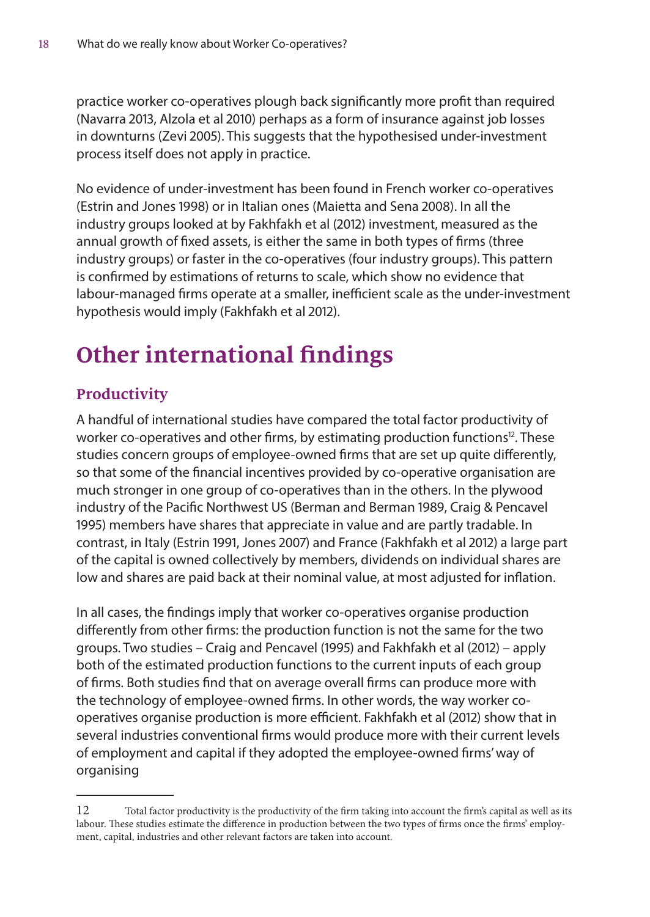practice worker co-operatives plough back significantly more profit than required (Navarra 2013, Alzola et al 2010) perhaps as a form of insurance against job losses in downturns (Zevi 2005). This suggests that the hypothesised under-investment process itself does not apply in practice.

No evidence of under-investment has been found in French worker co-operatives (Estrin and Jones 1998) or in Italian ones (Maietta and Sena 2008). In all the industry groups looked at by Fakhfakh et al (2012) investment, measured as the annual growth of fixed assets, is either the same in both types of firms (three industry groups) or faster in the co-operatives (four industry groups). This pattern is confirmed by estimations of returns to scale, which show no evidence that labour-managed firms operate at a smaller, inefficient scale as the under-investment hypothesis would imply (Fakhfakh et al 2012).

## Other international findings

### Productivity

A handful of international studies have compared the total factor productivity of worker co-operatives and other firms, by estimating production functions[12]. These studies concern groups of employee-owned firms that are set up quite differently, so that some of the financial incentives provided by co-operative organisation are much stronger in one group of co-operatives than in the others. In the plywood industry of the Pacific Northwest US (Berman and Berman 1989, Craig & Pencavel 1995) members have shares that appreciate in value and are partly tradable. In contrast, in Italy (Estrin 1991, Jones 2007) and France (Fakhfakh et al 2012) a large part of the capital is owned collectively by members, dividends on individual shares are low and shares are paid back at their nominal value, at most adjusted for inflation.

In all cases, the findings imply that worker co-operatives organise production differently from other firms: the production function is not the same for the two groups. Two studies – Craig and Pencavel (1995) and Fakhfakh et al (2012) – apply both of the estimated production functions to the current inputs of each group of firms. Both studies find that on average overall firms can produce more with the technology of employee-owned firms. In other words, the way worker co-operatives organise production is more efficient. Fakhfakh et al (2012) show that in several industries conventional firms would produce more with their current levels of employment and capital if they adopted the employee-owned firms' way of organising

---

12 Total factor productivity is the productivity of the firm taking into account the firm's capital as well as its labour. These studies estimate the difference in production between the two types of firms once the firms' employment, capital, industries and other relevant factors are taken into account.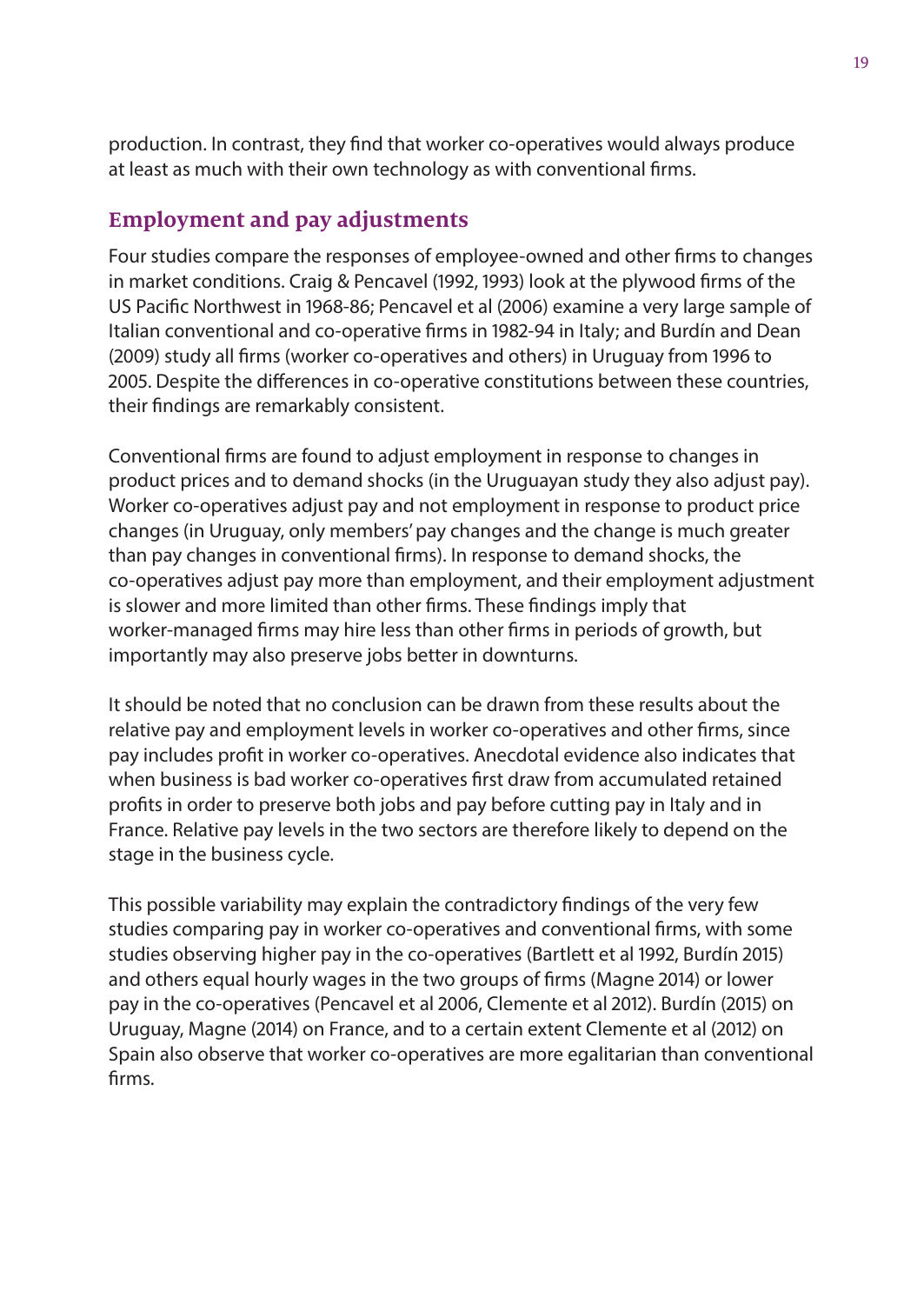production. In contrast, they find that worker co-operatives would always produce at least as much with their own technology as with conventional firms.

## Employment and pay adjustments

Four studies compare the responses of employee-owned and other firms to changes in market conditions. Craig & Pencavel (1992, 1993) look at the plywood firms of the US Pacific Northwest in 1968-86; Pencavel et al (2006) examine a very large sample of Italian conventional and co-operative firms in 1982-94 in Italy; and Burdín and Dean (2009) study all firms (worker co-operatives and others) in Uruguay from 1996 to 2005. Despite the differences in co-operative constitutions between these countries, their findings are remarkably consistent.

Conventional firms are found to adjust employment in response to changes in product prices and to demand shocks (in the Uruguayan study they also adjust pay). Worker co-operatives adjust pay and not employment in response to product price changes (in Uruguay, only members' pay changes and the change is much greater than pay changes in conventional firms). In response to demand shocks, the co-operatives adjust pay more than employment, and their employment adjustment is slower and more limited than other firms. These findings imply that worker-managed firms may hire less than other firms in periods of growth, but importantly may also preserve jobs better in downturns.

It should be noted that no conclusion can be drawn from these results about the relative pay and employment levels in worker co-operatives and other firms, since pay includes profit in worker co-operatives. Anecdotal evidence also indicates that when business is bad worker co-operatives first draw from accumulated retained profits in order to preserve both jobs and pay before cutting pay in Italy and in France. Relative pay levels in the two sectors are therefore likely to depend on the stage in the business cycle.

This possible variability may explain the contradictory findings of the very few studies comparing pay in worker co-operatives and conventional firms, with some studies observing higher pay in the co-operatives (Bartlett et al 1992, Burdín 2015) and others equal hourly wages in the two groups of firms (Magne 2014) or lower pay in the co-operatives (Pencavel et al 2006, Clemente et al 2012). Burdín (2015) on Uruguay, Magne (2014) on France, and to a certain extent Clemente et al (2012) on Spain also observe that worker co-operatives are more egalitarian than conventional firms.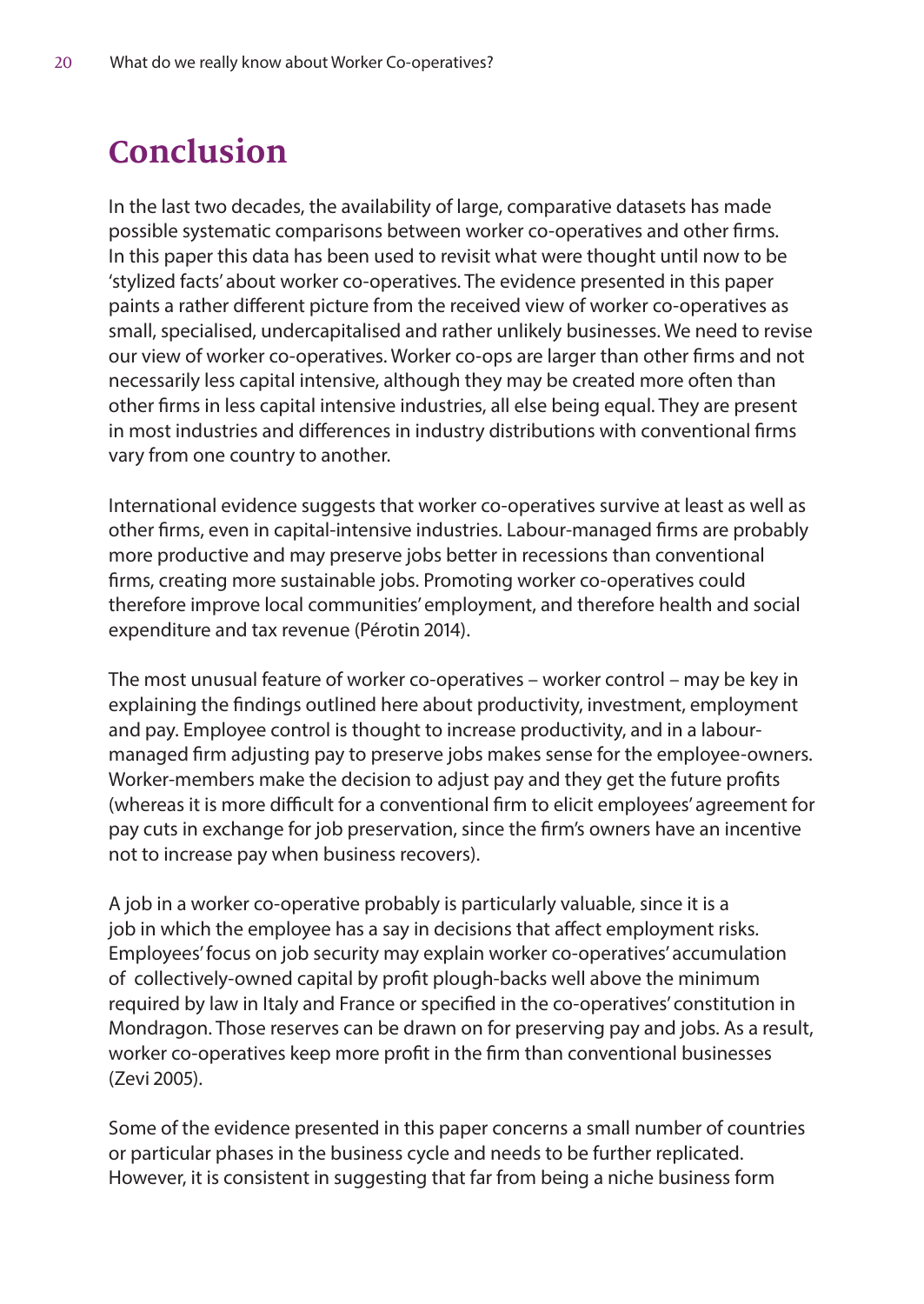# Conclusion

In the last two decades, the availability of large, comparative datasets has made possible systematic comparisons between worker co-operatives and other firms. In this paper this data has been used to revisit what were thought until now to be 'stylized facts' about worker co-operatives. The evidence presented in this paper paints a rather different picture from the received view of worker co-operatives as small, specialised, undercapitalised and rather unlikely businesses. We need to revise our view of worker co-operatives. Worker co-ops are larger than other firms and not necessarily less capital intensive, although they may be created more often than other firms in less capital intensive industries, all else being equal. They are present in most industries and differences in industry distributions with conventional firms vary from one country to another.

International evidence suggests that worker co-operatives survive at least as well as other firms, even in capital-intensive industries. Labour-managed firms are probably more productive and may preserve jobs better in recessions than conventional firms, creating more sustainable jobs. Promoting worker co-operatives could therefore improve local communities' employment, and therefore health and social expenditure and tax revenue (Pérotin 2014).

The most unusual feature of worker co-operatives – worker control – may be key in explaining the findings outlined here about productivity, investment, employment and pay. Employee control is thought to increase productivity, and in a labour-managed firm adjusting pay to preserve jobs makes sense for the employee-owners. Worker-members make the decision to adjust pay and they get the future profits (whereas it is more difficult for a conventional firm to elicit employees' agreement for pay cuts in exchange for job preservation, since the firm's owners have an incentive not to increase pay when business recovers).

A job in a worker co-operative probably is particularly valuable, since it is a job in which the employee has a say in decisions that affect employment risks. Employees' focus on job security may explain worker co-operatives' accumulation of collectively-owned capital by profit plough-backs well above the minimum required by law in Italy and France or specified in the co-operatives' constitution in Mondragon. Those reserves can be drawn on for preserving pay and jobs. As a result, worker co-operatives keep more profit in the firm than conventional businesses (Zevi 2005).

Some of the evidence presented in this paper concerns a small number of countries or particular phases in the business cycle and needs to be further replicated. However, it is consistent in suggesting that far from being a niche business form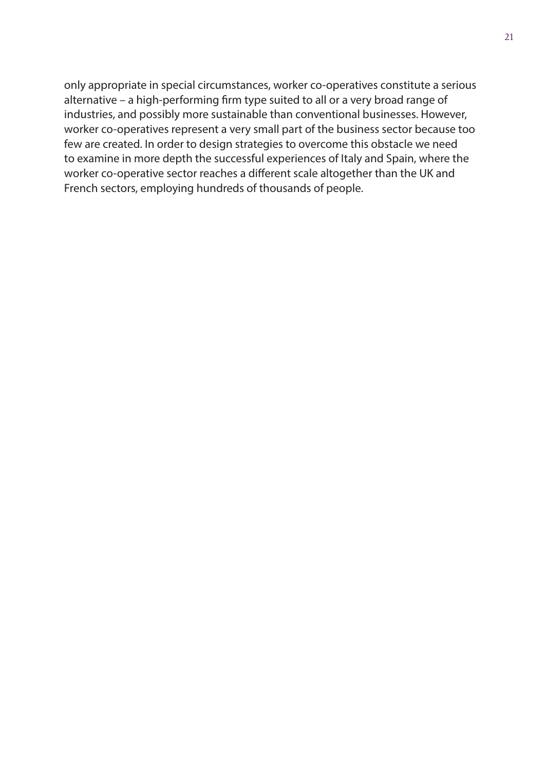only appropriate in special circumstances, worker co-operatives constitute a serious alternative – a high-performing firm type suited to all or a very broad range of industries, and possibly more sustainable than conventional businesses. However, worker co-operatives represent a very small part of the business sector because too few are created. In order to design strategies to overcome this obstacle we need to examine in more depth the successful experiences of Italy and Spain, where the worker co-operative sector reaches a different scale altogether than the UK and French sectors, employing hundreds of thousands of people.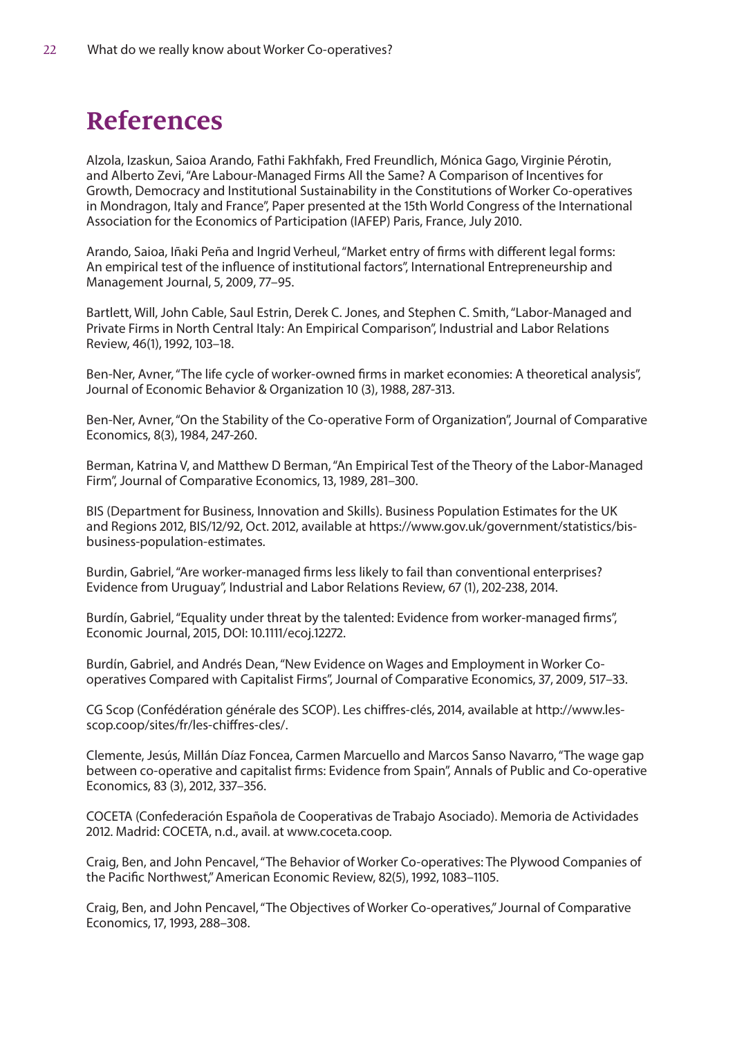# References

Alzola, Izaskun, Saioa Arando, Fathi Fakhfakh, Fred Freundlich, Mónica Gago, Virginie Pérotin, and Alberto Zevi, "Are Labour-Managed Firms All the Same? A Comparison of Incentives for Growth, Democracy and Institutional Sustainability in the Constitutions of Worker Co-operatives in Mondragon, Italy and France", Paper presented at the 15th World Congress of the International Association for the Economics of Participation (IAFEP) Paris, France, July 2010.

Arando, Saioa, Iñaki Peña and Ingrid Verheul, "Market entry of firms with different legal forms: An empirical test of the influence of institutional factors", International Entrepreneurship and Management Journal, 5, 2009, 77–95.

Bartlett, Will, John Cable, Saul Estrin, Derek C. Jones, and Stephen C. Smith, "Labor-Managed and Private Firms in North Central Italy: An Empirical Comparison", Industrial and Labor Relations Review, 46(1), 1992, 103–18.

Ben-Ner, Avner, "The life cycle of worker-owned firms in market economies: A theoretical analysis", Journal of Economic Behavior & Organization 10 (3), 1988, 287-313.

Ben-Ner, Avner, "On the Stability of the Co-operative Form of Organization", Journal of Comparative Economics, 8(3), 1984, 247-260.

Berman, Katrina V, and Matthew D Berman, "An Empirical Test of the Theory of the Labor-Managed Firm", Journal of Comparative Economics, 13, 1989, 281–300.

BIS (Department for Business, Innovation and Skills). Business Population Estimates for the UK and Regions 2012, BIS/12/92, Oct. 2012, available at https://www.gov.uk/government/statistics/bis-business-population-estimates.

Burdin, Gabriel, "Are worker-managed firms less likely to fail than conventional enterprises? Evidence from Uruguay", Industrial and Labor Relations Review, 67 (1), 202-238, 2014.

Burdín, Gabriel, "Equality under threat by the talented: Evidence from worker-managed firms", Economic Journal, 2015, DOI: 10.1111/ecoj.12272.

Burdín, Gabriel, and Andrés Dean, "New Evidence on Wages and Employment in Worker Co-operatives Compared with Capitalist Firms", Journal of Comparative Economics, 37, 2009, 517–33.

CG Scop (Confédération générale des SCOP). Les chiffres-clés, 2014, available at http://www.les-scop.coop/sites/fr/les-chiffres-cles/.

Clemente, Jesús, Millán Díaz Foncea, Carmen Marcuello and Marcos Sanso Navarro, "The wage gap between co-operative and capitalist firms: Evidence from Spain", Annals of Public and Co-operative Economics, 83 (3), 2012, 337–356.

COCETA (Confederación Española de Cooperativas de Trabajo Asociado). Memoria de Actividades 2012. Madrid: COCETA, n.d., avail. at www.coceta.coop.

Craig, Ben, and John Pencavel, "The Behavior of Worker Co-operatives: The Plywood Companies of the Pacific Northwest," American Economic Review, 82(5), 1992, 1083–1105.

Craig, Ben, and John Pencavel, "The Objectives of Worker Co-operatives," Journal of Comparative Economics, 17, 1993, 288–308.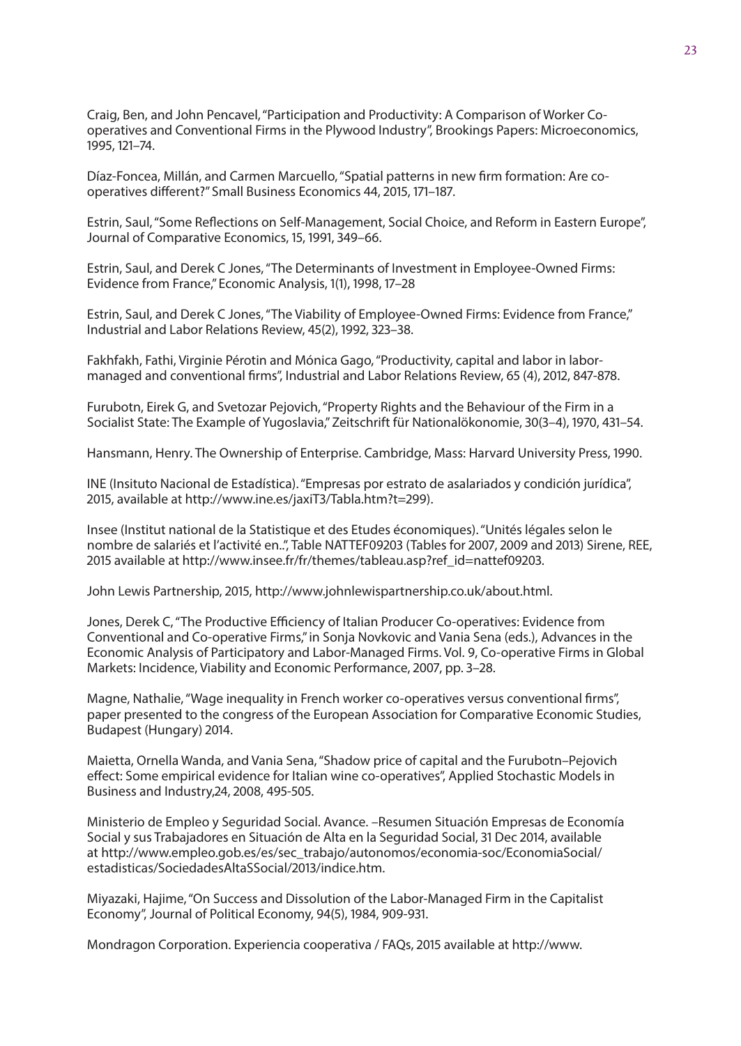Craig, Ben, and John Pencavel, "Participation and Productivity: A Comparison of Worker Co-operatives and Conventional Firms in the Plywood Industry", Brookings Papers: Microeconomics, 1995, 121–74.

Díaz-Foncea, Millán, and Carmen Marcuello, "Spatial patterns in new firm formation: Are co-operatives different?" Small Business Economics 44, 2015, 171–187.

Estrin, Saul, "Some Reflections on Self-Management, Social Choice, and Reform in Eastern Europe", Journal of Comparative Economics, 15, 1991, 349–66.

Estrin, Saul, and Derek C Jones, "The Determinants of Investment in Employee-Owned Firms: Evidence from France," Economic Analysis, 1(1), 1998, 17–28

Estrin, Saul, and Derek C Jones, "The Viability of Employee-Owned Firms: Evidence from France," Industrial and Labor Relations Review, 45(2), 1992, 323–38.

Fakhfakh, Fathi, Virginie Pérotin and Mónica Gago, "Productivity, capital and labor in labor-managed and conventional firms", Industrial and Labor Relations Review, 65 (4), 2012, 847-878.

Furubotn, Eirek G, and Svetozar Pejovich, "Property Rights and the Behaviour of the Firm in a Socialist State: The Example of Yugoslavia," Zeitschrift für Nationalökonomie, 30(3–4), 1970, 431–54.

Hansmann, Henry. The Ownership of Enterprise. Cambridge, Mass: Harvard University Press, 1990.

INE (Insituto Nacional de Estadística). "Empresas por estrato de asalariados y condición jurídica", 2015, available at http://www.ine.es/jaxiT3/Tabla.htm?t=299).

Insee (Institut national de la Statistique et des Etudes économiques). "Unités légales selon le nombre de salariés et l'activité en..", Table NATTEF09203 (Tables for 2007, 2009 and 2013) Sirene, REE, 2015 available at http://www.insee.fr/fr/themes/tableau.asp?ref_id=nattef09203.

John Lewis Partnership, 2015, http://www.johnlewispartnership.co.uk/about.html.

Jones, Derek C, "The Productive Efficiency of Italian Producer Co-operatives: Evidence from Conventional and Co-operative Firms," in Sonja Novkovic and Vania Sena (eds.), Advances in the Economic Analysis of Participatory and Labor-Managed Firms. Vol. 9, Co-operative Firms in Global Markets: Incidence, Viability and Economic Performance, 2007, pp. 3–28.

Magne, Nathalie, "Wage inequality in French worker co-operatives versus conventional firms", paper presented to the congress of the European Association for Comparative Economic Studies, Budapest (Hungary) 2014.

Maietta, Ornella Wanda, and Vania Sena, "Shadow price of capital and the Furubotn–Pejovich effect: Some empirical evidence for Italian wine co-operatives", Applied Stochastic Models in Business and Industry,24, 2008, 495-505.

Ministerio de Empleo y Seguridad Social. Avance. –Resumen Situación Empresas de Economía Social y sus Trabajadores en Situación de Alta en la Seguridad Social, 31 Dec 2014, available at http://www.empleo.gob.es/es/sec_trabajo/autonomos/economia-soc/EconomiaSocial/estadisticas/SociedadesAltaSSocial/2013/indice.htm.

Miyazaki, Hajime, "On Success and Dissolution of the Labor-Managed Firm in the Capitalist Economy", Journal of Political Economy, 94(5), 1984, 909-931.

Mondragon Corporation. Experiencia cooperativa / FAQs, 2015 available at http://www.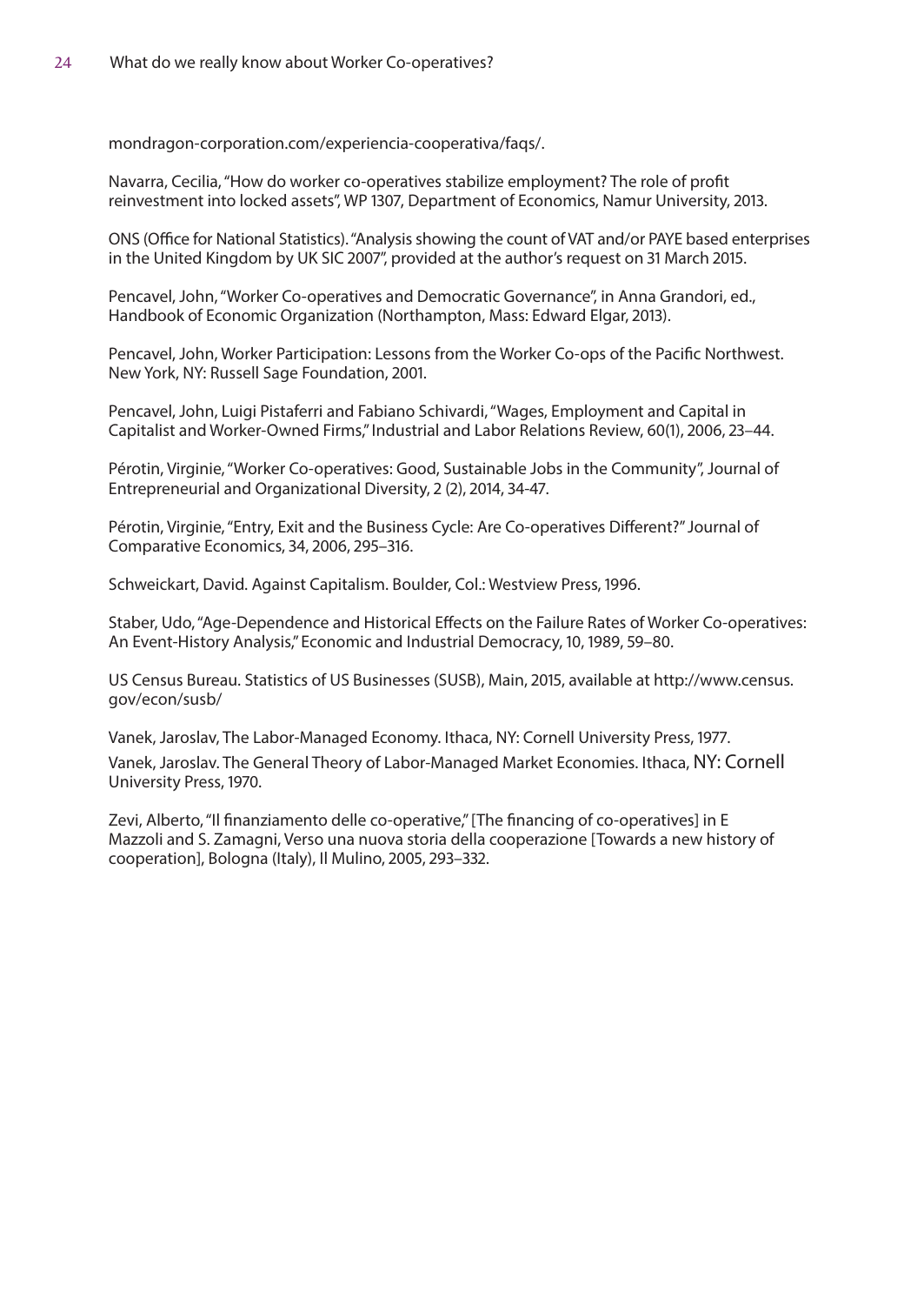mondragon-corporation.com/experiencia-cooperativa/faqs/.

Navarra, Cecilia, "How do worker co-operatives stabilize employment? The role of profit reinvestment into locked assets", WP 1307, Department of Economics, Namur University, 2013.

ONS (Office for National Statistics). "Analysis showing the count of VAT and/or PAYE based enterprises in the United Kingdom by UK SIC 2007", provided at the author's request on 31 March 2015.

Pencavel, John, "Worker Co-operatives and Democratic Governance", in Anna Grandori, ed., Handbook of Economic Organization (Northampton, Mass: Edward Elgar, 2013).

Pencavel, John, Worker Participation: Lessons from the Worker Co-ops of the Pacific Northwest. New York, NY: Russell Sage Foundation, 2001.

Pencavel, John, Luigi Pistaferri and Fabiano Schivardi, "Wages, Employment and Capital in Capitalist and Worker-Owned Firms," Industrial and Labor Relations Review, 60(1), 2006, 23–44.

Pérotin, Virginie, "Worker Co-operatives: Good, Sustainable Jobs in the Community", Journal of Entrepreneurial and Organizational Diversity, 2 (2), 2014, 34-47.

Pérotin, Virginie, "Entry, Exit and the Business Cycle: Are Co-operatives Different?" Journal of Comparative Economics, 34, 2006, 295–316.

Schweickart, David. Against Capitalism. Boulder, Col.: Westview Press, 1996.

Staber, Udo, "Age-Dependence and Historical Effects on the Failure Rates of Worker Co-operatives: An Event-History Analysis," Economic and Industrial Democracy, 10, 1989, 59–80.

US Census Bureau. Statistics of US Businesses (SUSB), Main, 2015, available at http://www.census.gov/econ/susb/

Vanek, Jaroslav, The Labor-Managed Economy. Ithaca, NY: Cornell University Press, 1977.

Vanek, Jaroslav. The General Theory of Labor-Managed Market Economies. Ithaca, NY: Cornell University Press, 1970.

Zevi, Alberto, "Il finanziamento delle co-operative," [The financing of co-operatives] in E Mazzoli and S. Zamagni, Verso una nuova storia della cooperazione [Towards a new history of cooperation], Bologna (Italy), Il Mulino, 2005, 293–332.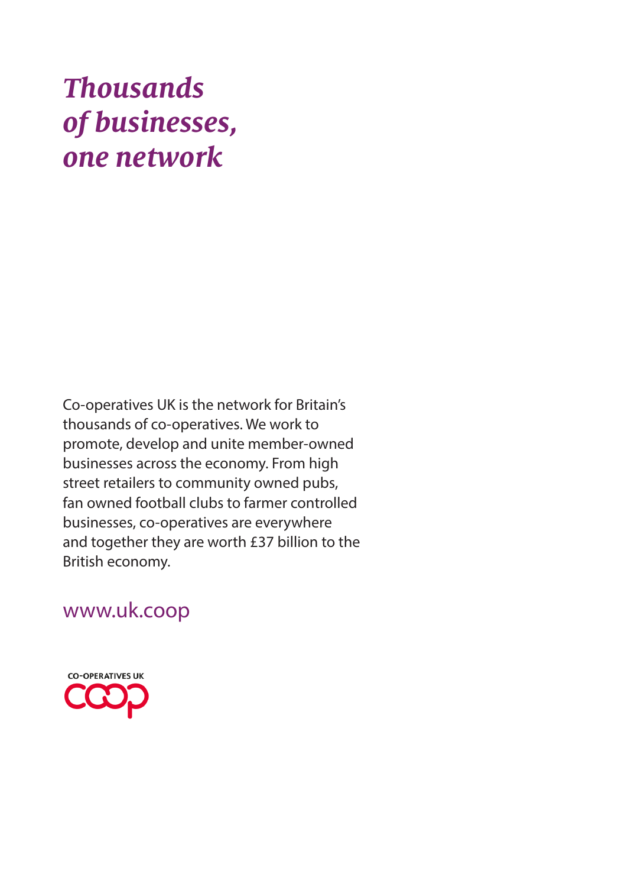# *Thousands of businesses, one network*

Co-operatives UK is the network for Britain's thousands of co-operatives. We work to promote, develop and unite member-owned businesses across the economy. From high street retailers to community owned pubs, fan owned football clubs to farmer controlled businesses, co-operatives are everywhere and together they are worth £37 billion to the British economy.

www.uk.coop

CO-OPERATIVES UK